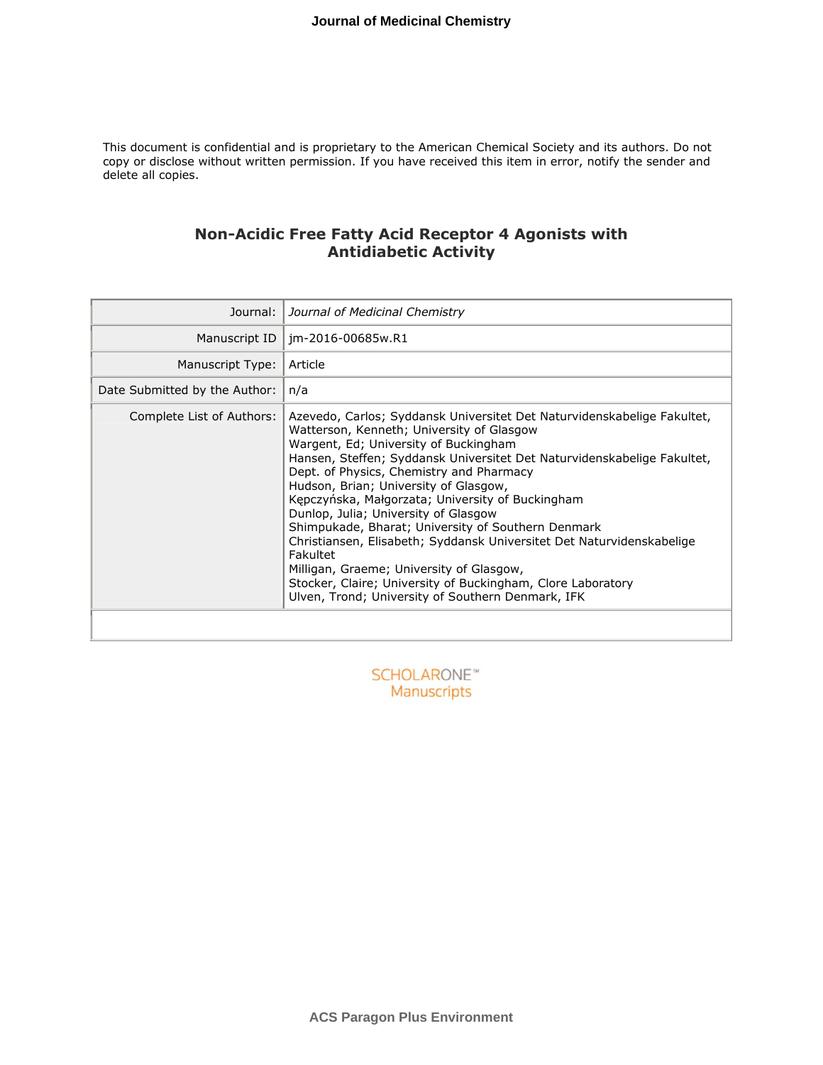This document is confidential and is proprietary to the American Chemical Society and its authors. Do not copy or disclose without written permission. If you have received this item in error, notify the sender and delete all copies.

# Non-Acidic Free Fatty Acid Receptor 4 Agonists with Antidiabetic Activity

| | |
|---|---|
| Journal: | *Journal of Medicinal Chemistry* |
| Manuscript ID | jm-2016-00685w.R1 |
| Manuscript Type: | Article |
| Date Submitted by the Author: | n/a |
| Complete List of Authors: | Azevedo, Carlos; Syddansk Universitet Det Naturvidenskabelige Fakultet, Watterson, Kenneth; University of Glasgow Wargent, Ed; University of Buckingham Hansen, Steffen; Syddansk Universitet Det Naturvidenskabelige Fakultet, Dept. of Physics, Chemistry and Pharmacy Hudson, Brian; University of Glasgow, Kępczyńska, Małgorzata; University of Buckingham Dunlop, Julia; University of Glasgow Shimpukade, Bharat; University of Southern Denmark Christiansen, Elisabeth; Syddansk Universitet Det Naturvidenskabelige Fakultet Milligan, Graeme; University of Glasgow, Stocker, Claire; University of Buckingham, Clore Laboratory Ulven, Trond; University of Southern Denmark, IFK |
| | |

SCHOLARONE™ Manuscripts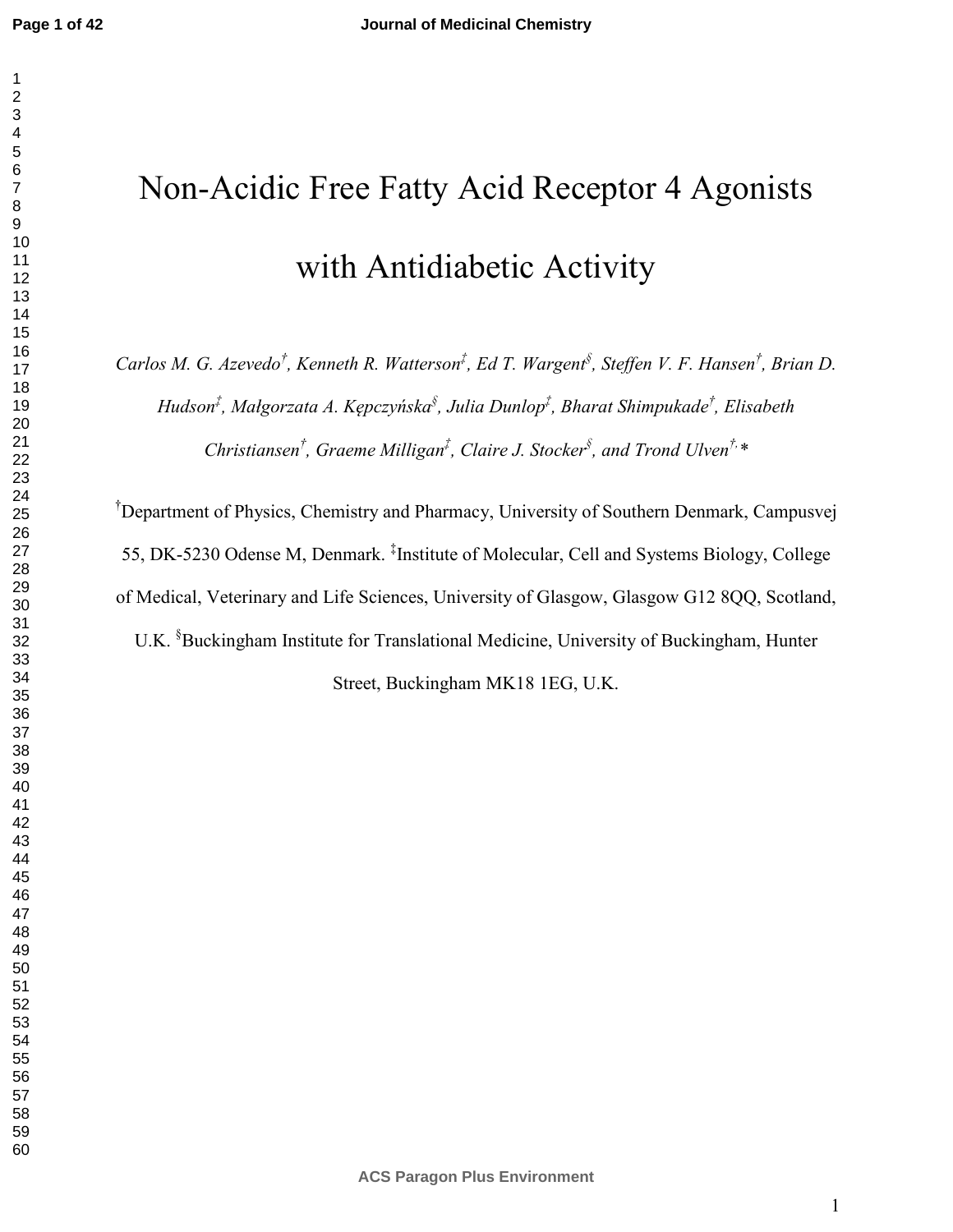# Non-Acidic Free Fatty Acid Receptor 4 Agonists with Antidiabetic Activity

*Carlos M. G. Azevedo[†], Kenneth R. Watterson[‡], Ed T. Wargent[§], Steffen V. F. Hansen[†], Brian D. Hudson[‡], Małgorzata A. Kępczyńska[§], Julia Dunlop[‡], Bharat Shimpukade[†], Elisabeth Christiansen[†], Graeme Milligan[‡], Claire J. Stocker[§], and Trond Ulven[†,*]*

[†]Department of Physics, Chemistry and Pharmacy, University of Southern Denmark, Campusvej 55, DK-5230 Odense M, Denmark. [‡]Institute of Molecular, Cell and Systems Biology, College of Medical, Veterinary and Life Sciences, University of Glasgow, Glasgow G12 8QQ, Scotland, U.K. [§]Buckingham Institute for Translational Medicine, University of Buckingham, Hunter Street, Buckingham MK18 1EG, U.K.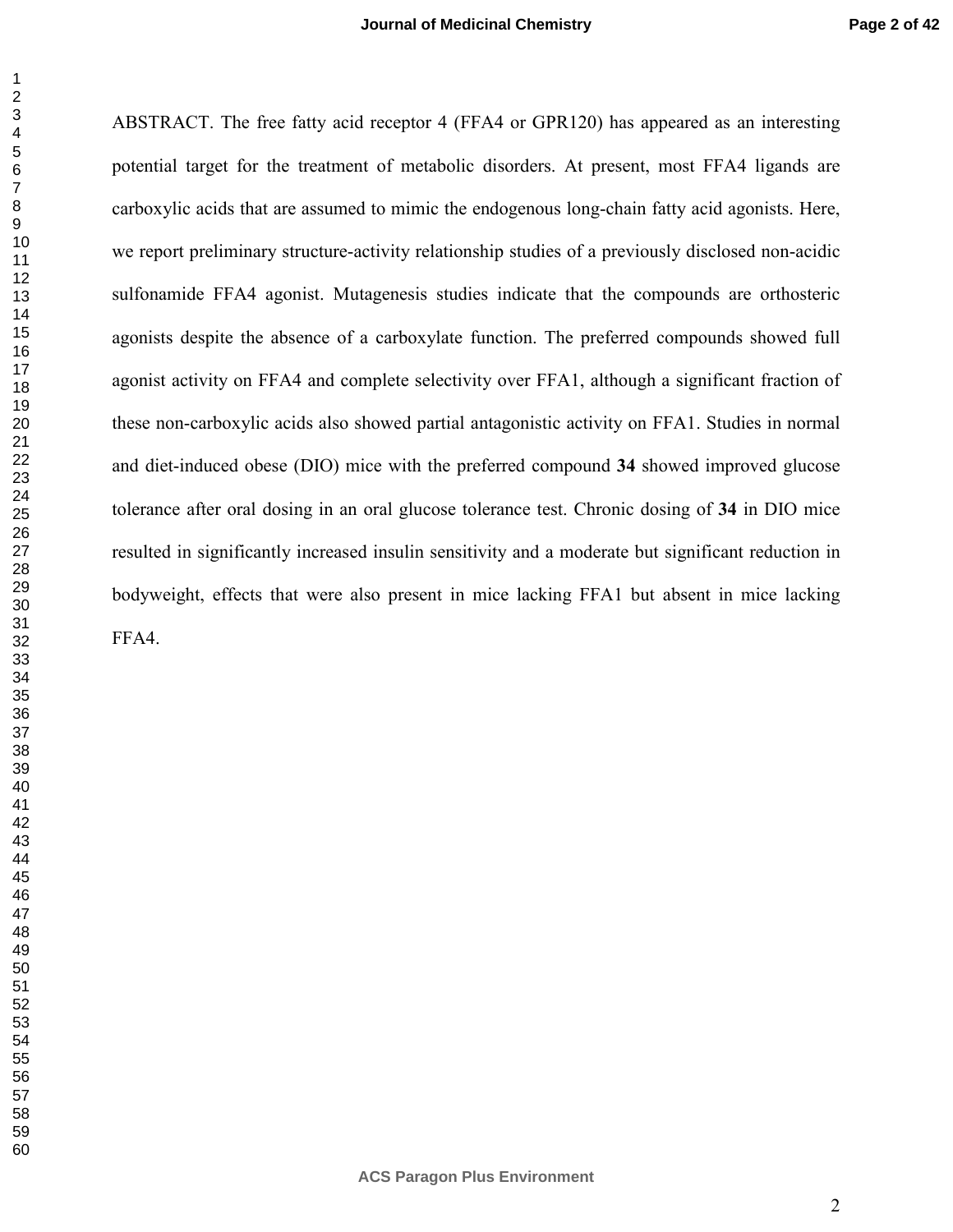ABSTRACT. The free fatty acid receptor 4 (FFA4 or GPR120) has appeared as an interesting potential target for the treatment of metabolic disorders. At present, most FFA4 ligands are carboxylic acids that are assumed to mimic the endogenous long-chain fatty acid agonists. Here, we report preliminary structure-activity relationship studies of a previously disclosed non-acidic sulfonamide FFA4 agonist. Mutagenesis studies indicate that the compounds are orthosteric agonists despite the absence of a carboxylate function. The preferred compounds showed full agonist activity on FFA4 and complete selectivity over FFA1, although a significant fraction of these non-carboxylic acids also showed partial antagonistic activity on FFA1. Studies in normal and diet-induced obese (DIO) mice with the preferred compound **34** showed improved glucose tolerance after oral dosing in an oral glucose tolerance test. Chronic dosing of **34** in DIO mice resulted in significantly increased insulin sensitivity and a moderate but significant reduction in bodyweight, effects that were also present in mice lacking FFA1 but absent in mice lacking FFA4.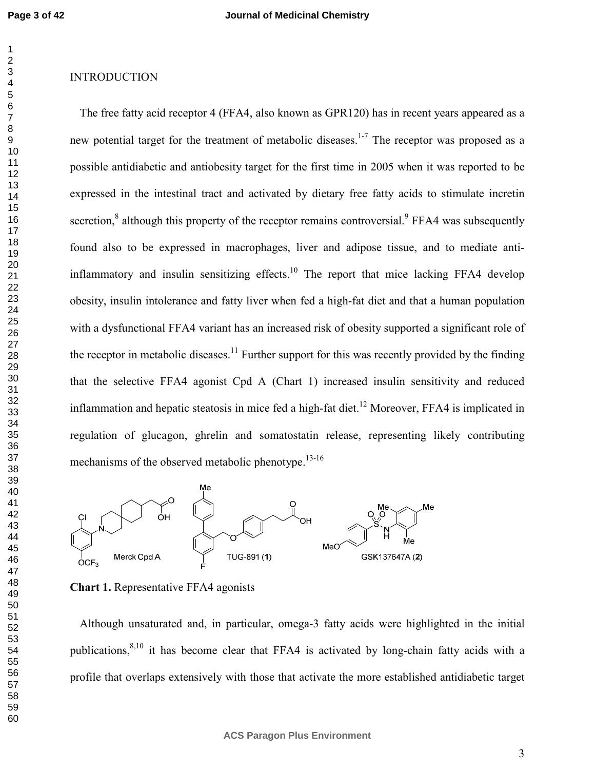## INTRODUCTION

The free fatty acid receptor 4 (FFA4, also known as GPR120) has in recent years appeared as a new potential target for the treatment of metabolic diseases.[1-7] The receptor was proposed as a possible antidiabetic and antiobesity target for the first time in 2005 when it was reported to be expressed in the intestinal tract and activated by dietary free fatty acids to stimulate incretin secretion,[8] although this property of the receptor remains controversial.[9] FFA4 was subsequently found also to be expressed in macrophages, liver and adipose tissue, and to mediate anti-inflammatory and insulin sensitizing effects.[10] The report that mice lacking FFA4 develop obesity, insulin intolerance and fatty liver when fed a high-fat diet and that a human population with a dysfunctional FFA4 variant has an increased risk of obesity supported a significant role of the receptor in metabolic diseases.[11] Further support for this was recently provided by the finding that the selective FFA4 agonist Cpd A (Chart 1) increased insulin sensitivity and reduced inflammation and hepatic steatosis in mice fed a high-fat diet.[12] Moreover, FFA4 is implicated in regulation of glucagon, ghrelin and somatostatin release, representing likely contributing mechanisms of the observed metabolic phenotype.[13-16]

Merck Cpd A    TUG-891 (**1**)    GSK137647A (**2**)

**Chart 1.** Representative FFA4 agonists

Although unsaturated and, in particular, omega-3 fatty acids were highlighted in the initial publications,[8,10] it has become clear that FFA4 is activated by long-chain fatty acids with a profile that overlaps extensively with those that activate the more established antidiabetic target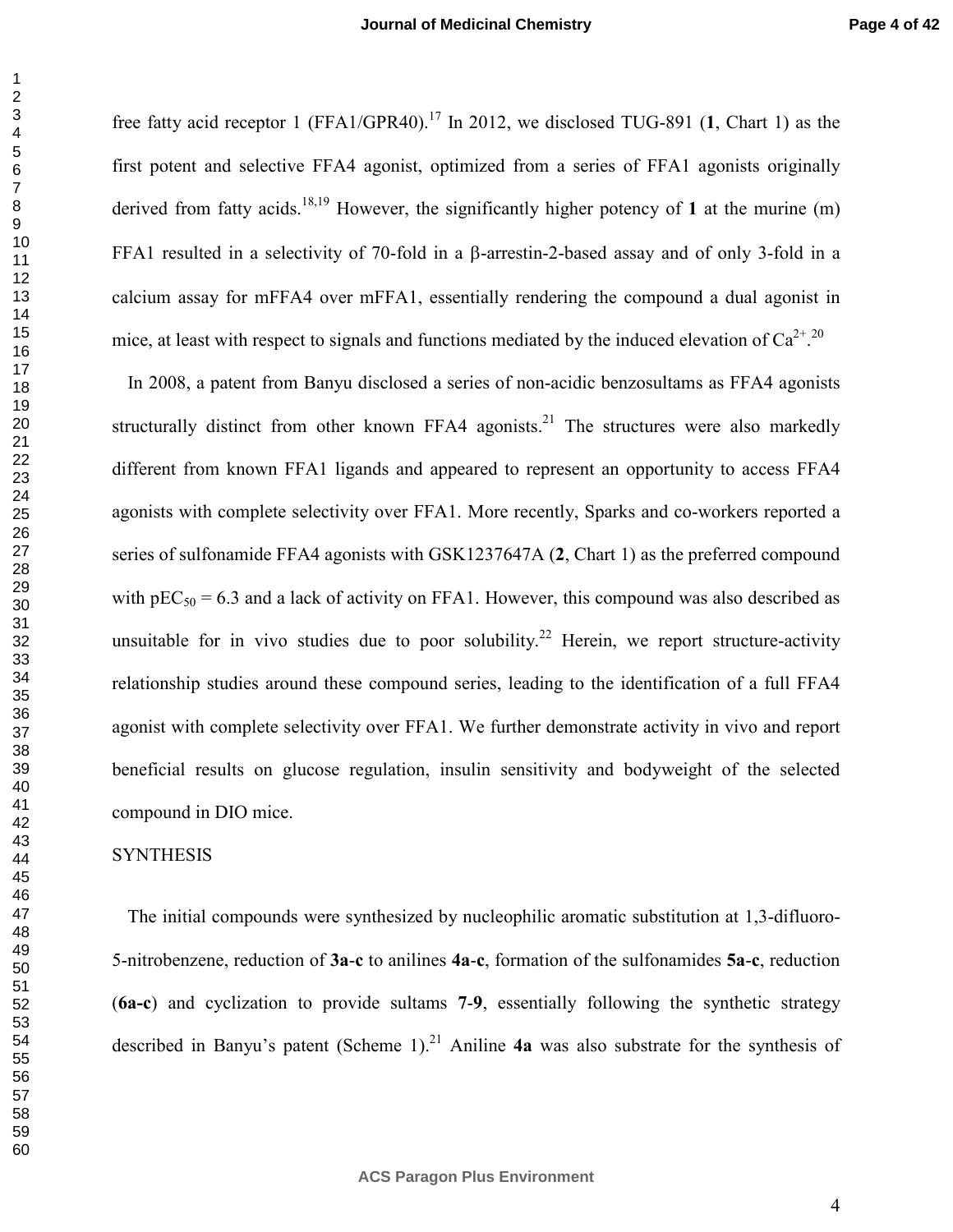free fatty acid receptor 1 (FFA1/GPR40).[17] In 2012, we disclosed TUG-891 (**1**, Chart 1) as the first potent and selective FFA4 agonist, optimized from a series of FFA1 agonists originally derived from fatty acids.[18,19] However, the significantly higher potency of **1** at the murine (m) FFA1 resulted in a selectivity of 70-fold in a β-arrestin-2-based assay and of only 3-fold in a calcium assay for mFFA4 over mFFA1, essentially rendering the compound a dual agonist in mice, at least with respect to signals and functions mediated by the induced elevation of $Ca^{2+}$.[20]

In 2008, a patent from Banyu disclosed a series of non-acidic benzosultams as FFA4 agonists structurally distinct from other known FFA4 agonists.[21] The structures were also markedly different from known FFA1 ligands and appeared to represent an opportunity to access FFA4 agonists with complete selectivity over FFA1. More recently, Sparks and co-workers reported a series of sulfonamide FFA4 agonists with GSK1237647A (**2**, Chart 1) as the preferred compound with $pEC_{50} = 6.3$ and a lack of activity on FFA1. However, this compound was also described as unsuitable for in vivo studies due to poor solubility.[22] Herein, we report structure-activity relationship studies around these compound series, leading to the identification of a full FFA4 agonist with complete selectivity over FFA1. We further demonstrate activity in vivo and report beneficial results on glucose regulation, insulin sensitivity and bodyweight of the selected compound in DIO mice.

## SYNTHESIS

The initial compounds were synthesized by nucleophilic aromatic substitution at 1,3-difluoro-5-nitrobenzene, reduction of **3a**-**c** to anilines **4a**-**c**, formation of the sulfonamides **5a**-**c**, reduction (**6a-c**) and cyclization to provide sultams **7**-**9**, essentially following the synthetic strategy described in Banyu's patent (Scheme 1).[21] Aniline **4a** was also substrate for the synthesis of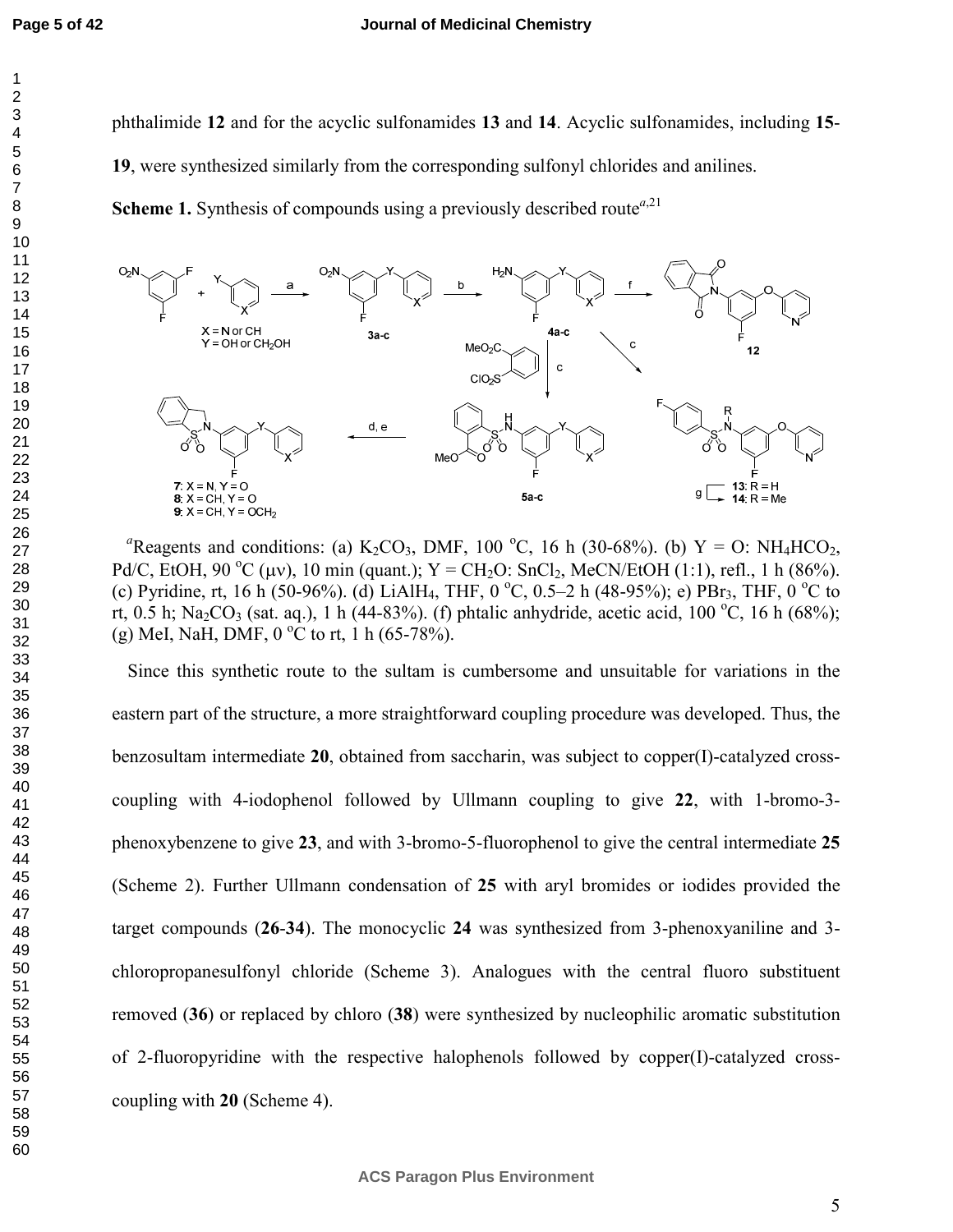phthalimide **12** and for the acyclic sulfonamides **13** and **14**. Acyclic sulfonamides, including **15**-**19**, were synthesized similarly from the corresponding sulfonyl chlorides and anilines.

**Scheme 1.** Synthesis of compounds using a previously described route[a,21]

[a]Reagents and conditions: (a) $K_2CO_3$, DMF, 100 °C, 16 h (30-68%). (b) Y = O: $NH_4HCO_2$, Pd/C, EtOH, 90 °C (μν), 10 min (quant.); Y = $CH_2O$: $SnCl_2$, MeCN/EtOH (1:1), refl., 1 h (86%). (c) Pyridine, rt, 16 h (50-96%). (d) $LiAlH_4$, THF, 0 °C, 0.5–2 h (48-95%); e) $PBr_3$, THF, 0 °C to rt, 0.5 h; $Na_2CO_3$ (sat. aq.), 1 h (44-83%). (f) phtalic anhydride, acetic acid, 100 °C, 16 h (68%); (g) MeI, NaH, DMF, 0 °C to rt, 1 h (65-78%).

Since this synthetic route to the sultam is cumbersome and unsuitable for variations in the eastern part of the structure, a more straightforward coupling procedure was developed. Thus, the benzosultam intermediate **20**, obtained from saccharin, was subject to copper(I)-catalyzed cross-coupling with 4-iodophenol followed by Ullmann coupling to give **22**, with 1-bromo-3-phenoxybenzene to give **23**, and with 3-bromo-5-fluorophenol to give the central intermediate **25** (Scheme 2). Further Ullmann condensation of **25** with aryl bromides or iodides provided the target compounds (**26**-**34**). The monocyclic **24** was synthesized from 3-phenoxyaniline and 3-chloropropanesulfonyl chloride (Scheme 3). Analogues with the central fluoro substituent removed (**36**) or replaced by chloro (**38**) were synthesized by nucleophilic aromatic substitution of 2-fluoropyridine with the respective halophenols followed by copper(I)-catalyzed cross-coupling with **20** (Scheme 4).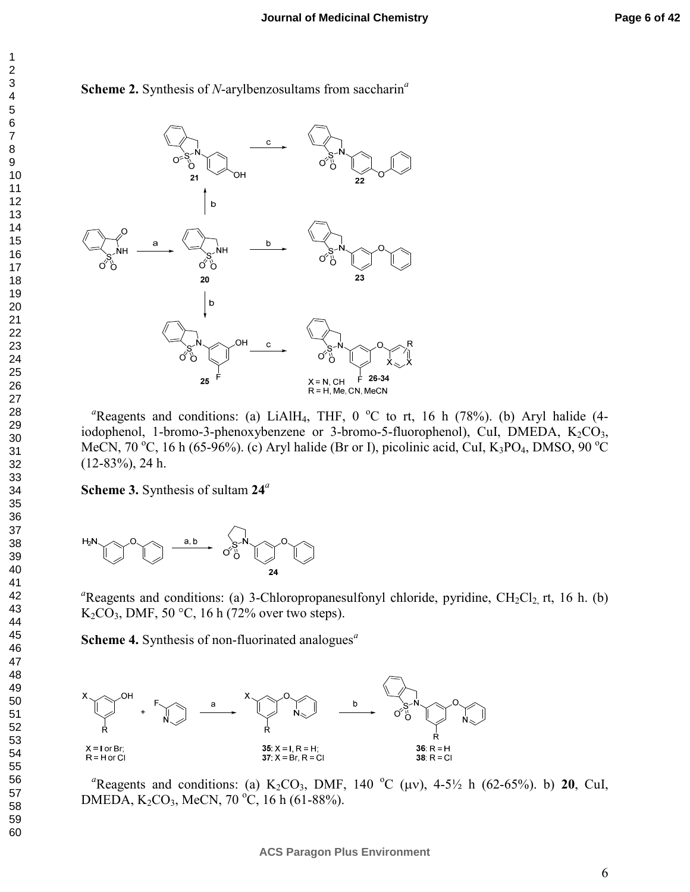**Scheme 2.** Synthesis of *N*-arylbenzosultams from saccharin[a]

[a]Reagents and conditions: (a) $LiAlH_4$, THF, 0 °C to rt, 16 h (78%). (b) Aryl halide (4-iodophenol, 1-bromo-3-phenoxybenzene or 3-bromo-5-fluorophenol), CuI, DMEDA, $K_2CO_3$, MeCN, 70 °C, 16 h (65-96%). (c) Aryl halide (Br or I), picolinic acid, CuI, $K_3PO_4$, DMSO, 90 °C (12-83%), 24 h.

**Scheme 3.** Synthesis of sultam **24**[a]

[a]Reagents and conditions: (a) 3-Chloropropanesulfonyl chloride, pyridine, $CH_2Cl_2$, rt, 16 h. (b) $K_2CO_3$, DMF, 50 °C, 16 h (72% over two steps).

**Scheme 4.** Synthesis of non-fluorinated analogues[a]

[a]Reagents and conditions: (a) $K_2CO_3$, DMF, 140 °C (μν), 4-5½ h (62-65%). b) **20**, CuI, DMEDA, $K_2CO_3$, MeCN, 70 °C, 16 h (61-88%).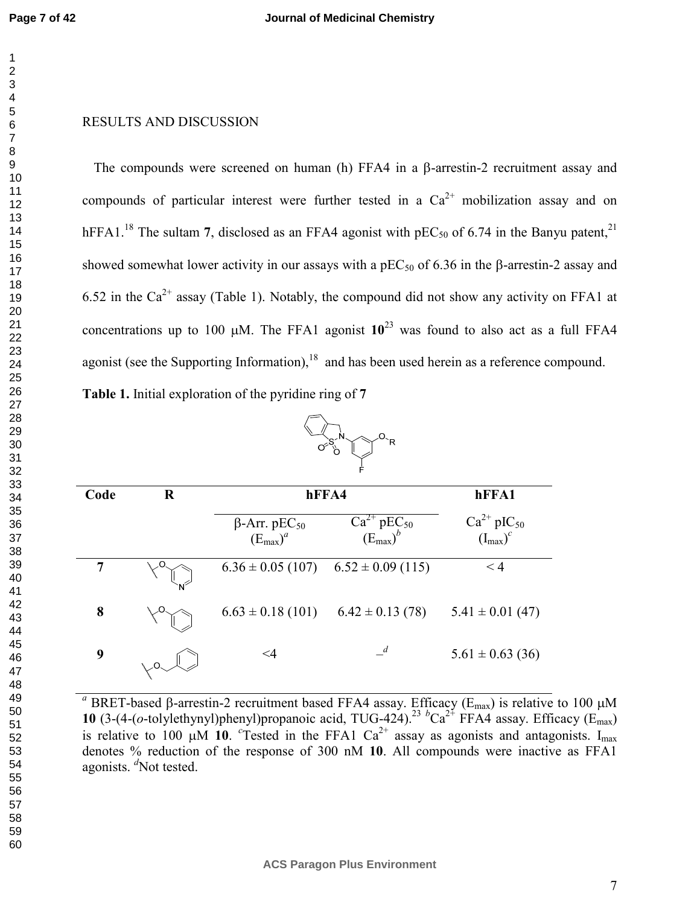## RESULTS AND DISCUSSION

The compounds were screened on human (h) FFA4 in a β-arrestin-2 recruitment assay and compounds of particular interest were further tested in a $Ca^{2+}$ mobilization assay and on hFFA1.[18] The sultam **7**, disclosed as an FFA4 agonist with $pEC_{50}$ of 6.74 in the Banyu patent,[21] showed somewhat lower activity in our assays with a $pEC_{50}$ of 6.36 in the β-arrestin-2 assay and 6.52 in the $Ca^{2+}$ assay (Table 1). Notably, the compound did not show any activity on FFA1 at concentrations up to 100 μM. The FFA1 agonist **10**[23] was found to also act as a full FFA4 agonist (see the Supporting Information),[18] and has been used herein as a reference compound.

**Table 1.** Initial exploration of the pyridine ring of **7**

| Code | R | hFFA4 | | hFFA1 |
|---|---|---|---|---|
| | | β-Arr. $pEC_{50}$ ($E_{max}$)[a] | $Ca^{2+}$ $pEC_{50}$ ($E_{max}$)[b] | $Ca^{2+}$ $pIC_{50}$ ($I_{max}$)[c] |
| **7** | 3-pyridyloxy | 6.36 ± 0.05 (107) | 6.52 ± 0.09 (115) | < 4 |
| **8** | phenoxy | 6.63 ± 0.18 (101) | 6.42 ± 0.13 (78) | 5.41 ± 0.01 (47) |
| **9** | benzyloxy | <4 | –[d] | 5.61 ± 0.63 (36) |

[a] BRET-based β-arrestin-2 recruitment based FFA4 assay. Efficacy ($E_{max}$) is relative to 100 μM **10** (3-(4-(*o*-tolylethynyl)phenyl)propanoic acid, TUG-424).[23] [b] $Ca^{2+}$ FFA4 assay. Efficacy ($E_{max}$) is relative to 100 μM **10**. [c] Tested in the FFA1 $Ca^{2+}$ assay as agonists and antagonists. $I_{max}$ denotes % reduction of the response of 300 nM **10**. All compounds were inactive as FFA1 agonists. [d] Not tested.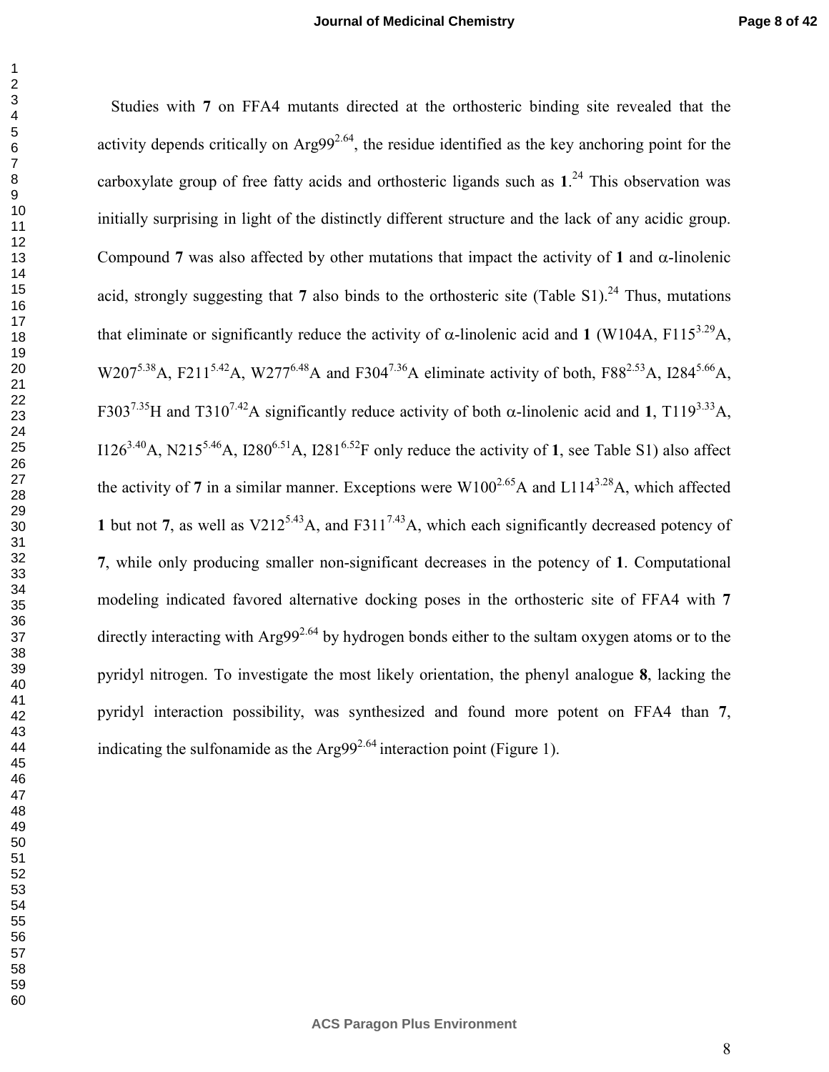Studies with **7** on FFA4 mutants directed at the orthosteric binding site revealed that the activity depends critically on Arg99$^{2.64}$, the residue identified as the key anchoring point for the carboxylate group of free fatty acids and orthosteric ligands such as **1**.[24] This observation was initially surprising in light of the distinctly different structure and the lack of any acidic group. Compound **7** was also affected by other mutations that impact the activity of **1** and α-linolenic acid, strongly suggesting that **7** also binds to the orthosteric site (Table S1).[24] Thus, mutations that eliminate or significantly reduce the activity of α-linolenic acid and **1** (W104A, F115$^{3.29}$A, W207$^{5.38}$A, F211$^{5.42}$A, W277$^{6.48}$A and F304$^{7.36}$A eliminate activity of both, F88$^{2.53}$A, I284$^{5.66}$A, F303$^{7.35}$H and T310$^{7.42}$A significantly reduce activity of both α-linolenic acid and **1**, T119$^{3.33}$A, I126$^{3.40}$A, N215$^{5.46}$A, I280$^{6.51}$A, I281$^{6.52}$F only reduce the activity of **1**, see Table S1) also affect the activity of **7** in a similar manner. Exceptions were W100$^{2.65}$A and L114$^{3.28}$A, which affected **1** but not **7**, as well as V212$^{5.43}$A, and F311$^{7.43}$A, which each significantly decreased potency of **7**, while only producing smaller non-significant decreases in the potency of **1**. Computational modeling indicated favored alternative docking poses in the orthosteric site of FFA4 with **7** directly interacting with Arg99$^{2.64}$ by hydrogen bonds either to the sultam oxygen atoms or to the pyridyl nitrogen. To investigate the most likely orientation, the phenyl analogue **8**, lacking the pyridyl interaction possibility, was synthesized and found more potent on FFA4 than **7**, indicating the sulfonamide as the Arg99$^{2.64}$ interaction point (Figure 1).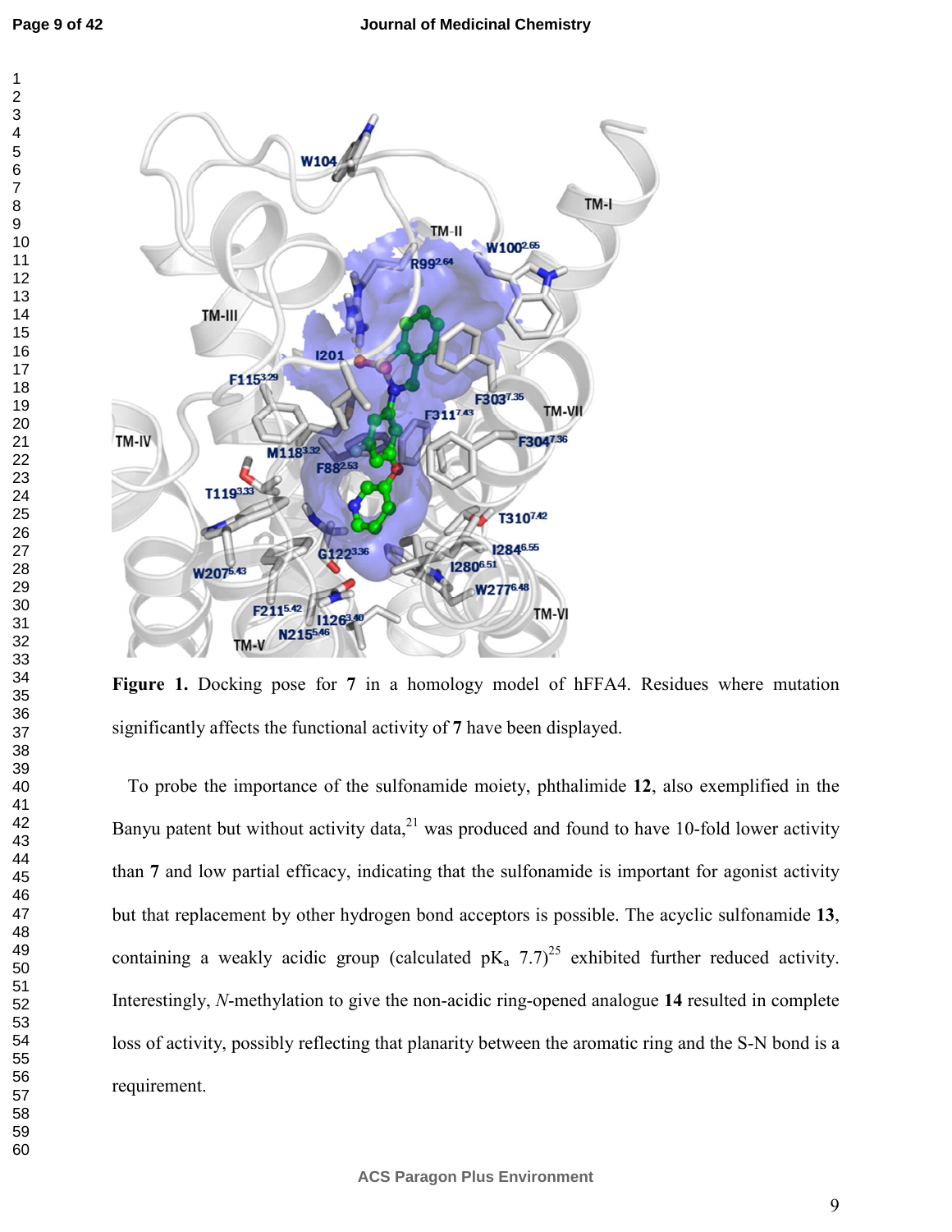**Figure 1.** Docking pose for **7** in a homology model of hFFA4. Residues where mutation significantly affects the functional activity of **7** have been displayed.

To probe the importance of the sulfonamide moiety, phthalimide **12**, also exemplified in the Banyu patent but without activity data,[21] was produced and found to have 10-fold lower activity than **7** and low partial efficacy, indicating that the sulfonamide is important for agonist activity but that replacement by other hydrogen bond acceptors is possible. The acyclic sulfonamide **13**, containing a weakly acidic group (calculated $pK_a$ 7.7)[25] exhibited further reduced activity. Interestingly, *N*-methylation to give the non-acidic ring-opened analogue **14** resulted in complete loss of activity, possibly reflecting that planarity between the aromatic ring and the S-N bond is a requirement.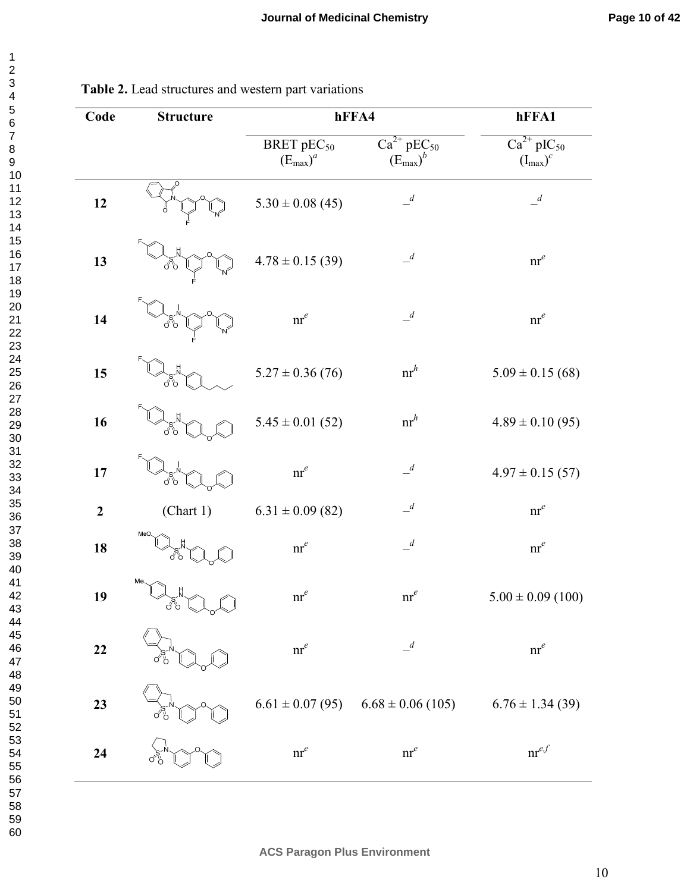**Table 2.** Lead structures and western part variations

| Code | Structure | hFFA4 | | hFFA1 |
|---|---|---|---|---|
| | | BRET $pEC_{50}$ $(E_{max})$[a] | $Ca^{2+}$ $pEC_{50}$ $(E_{max})$[b] | $Ca^{2+}$ $pIC_{50}$ $(I_{max})$[c] |
| **12** | | 5.30 ± 0.08 (45) | –[d] | –[d] |
| **13** | | 4.78 ± 0.15 (39) | –[d] | nr[e] |
| **14** | | nr[e] | –[d] | nr[e] |
| **15** | | 5.27 ± 0.36 (76) | nr[h] | 5.09 ± 0.15 (68) |
| **16** | | 5.45 ± 0.01 (52) | nr[h] | 4.89 ± 0.10 (95) |
| **17** | | nr[e] | –[d] | 4.97 ± 0.15 (57) |
| **2** | (Chart 1) | 6.31 ± 0.09 (82) | –[d] | nr[e] |
| **18** | | nr[e] | –[d] | nr[e] |
| **19** | | nr[e] | nr[e] | 5.00 ± 0.09 (100) |
| **22** | | nr[e] | –[d] | nr[e] |
| **23** | | 6.61 ± 0.07 (95) | 6.68 ± 0.06 (105) | 6.76 ± 1.34 (39) |
| **24** | | nr[e] | nr[e] | nr[e,f] |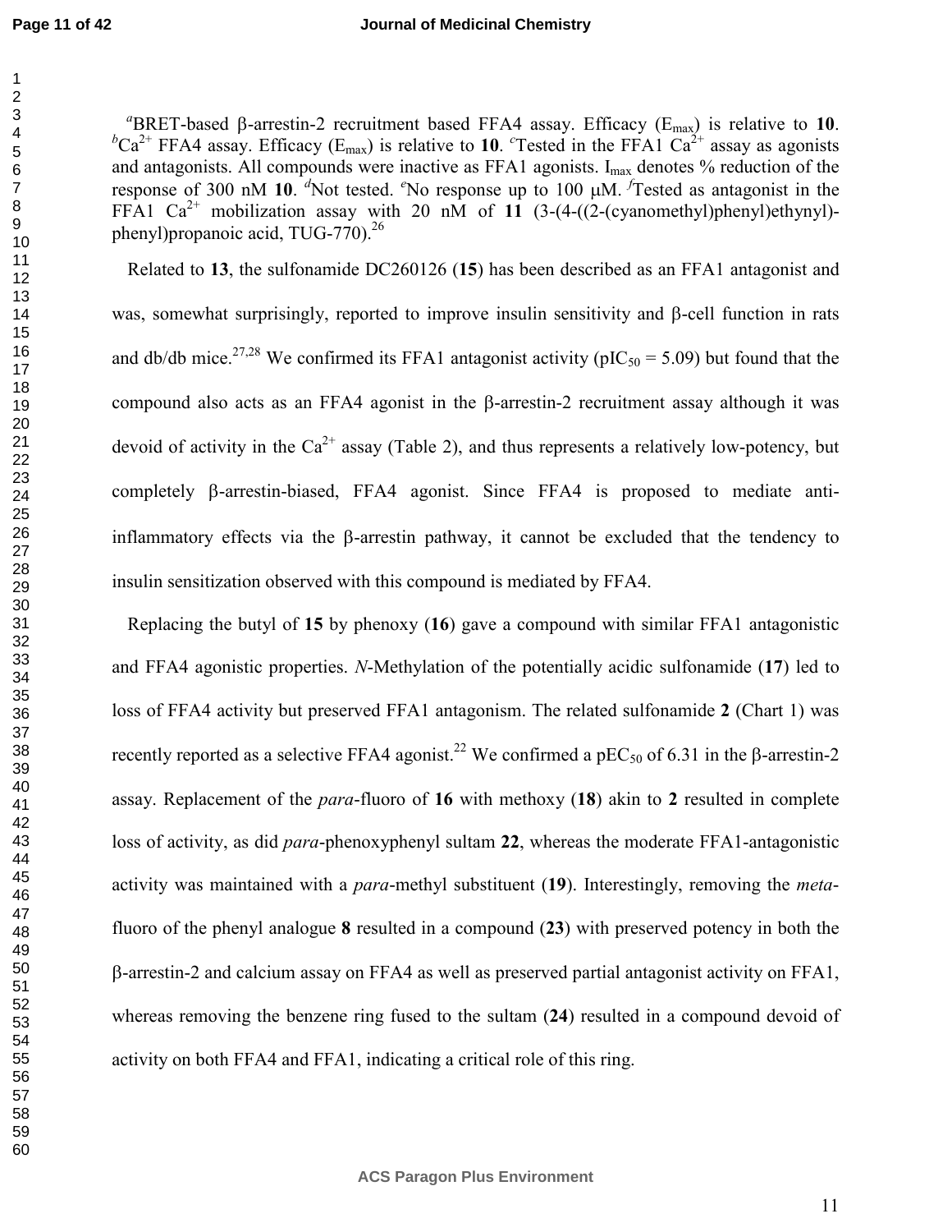[a]BRET-based β-arrestin-2 recruitment based FFA4 assay. Efficacy ($E_{max}$) is relative to **10**. [b]$Ca^{2+}$ FFA4 assay. Efficacy ($E_{max}$) is relative to **10**. [c]Tested in the FFA1 $Ca^{2+}$ assay as agonists and antagonists. All compounds were inactive as FFA1 agonists. $I_{max}$ denotes % reduction of the response of 300 nM **10**. [d]Not tested. [e]No response up to 100 μM. [f]Tested as antagonist in the FFA1 $Ca^{2+}$ mobilization assay with 20 nM of **11** (3-(4-((2-(cyanomethyl)phenyl)ethynyl)-phenyl)propanoic acid, TUG-770).[26]

Related to **13**, the sulfonamide DC260126 (**15**) has been described as an FFA1 antagonist and was, somewhat surprisingly, reported to improve insulin sensitivity and β-cell function in rats and db/db mice.[27,28] We confirmed its FFA1 antagonist activity ($pIC_{50}$ = 5.09) but found that the compound also acts as an FFA4 agonist in the β-arrestin-2 recruitment assay although it was devoid of activity in the $Ca^{2+}$ assay (Table 2), and thus represents a relatively low-potency, but completely β-arrestin-biased, FFA4 agonist. Since FFA4 is proposed to mediate anti-inflammatory effects via the β-arrestin pathway, it cannot be excluded that the tendency to insulin sensitization observed with this compound is mediated by FFA4.

Replacing the butyl of **15** by phenoxy (**16**) gave a compound with similar FFA1 antagonistic and FFA4 agonistic properties. *N*-Methylation of the potentially acidic sulfonamide (**17**) led to loss of FFA4 activity but preserved FFA1 antagonism. The related sulfonamide **2** (Chart 1) was recently reported as a selective FFA4 agonist.[22] We confirmed a $pEC_{50}$ of 6.31 in the β-arrestin-2 assay. Replacement of the *para*-fluoro of **16** with methoxy (**18**) akin to **2** resulted in complete loss of activity, as did *para*-phenoxyphenyl sultam **22**, whereas the moderate FFA1-antagonistic activity was maintained with a *para*-methyl substituent (**19**). Interestingly, removing the *meta*-fluoro of the phenyl analogue **8** resulted in a compound (**23**) with preserved potency in both the β-arrestin-2 and calcium assay on FFA4 as well as preserved partial antagonist activity on FFA1, whereas removing the benzene ring fused to the sultam (**24**) resulted in a compound devoid of activity on both FFA4 and FFA1, indicating a critical role of this ring.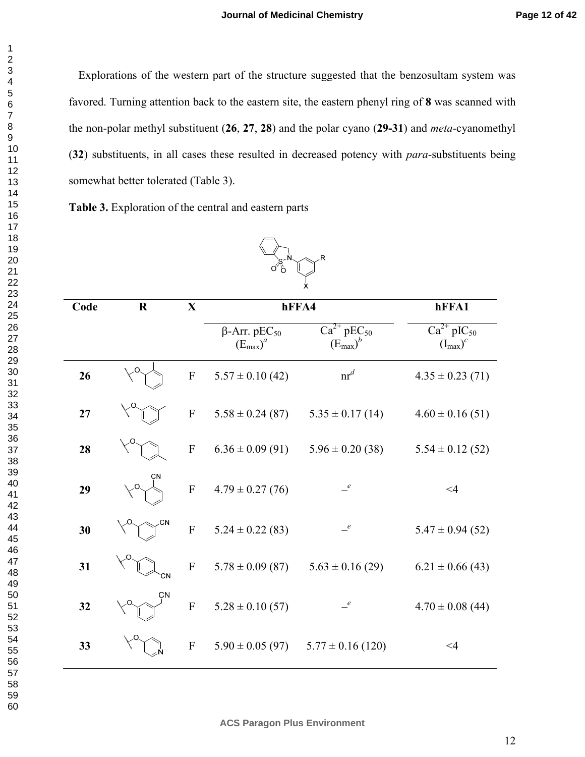Explorations of the western part of the structure suggested that the benzosultam system was favored. Turning attention back to the eastern site, the eastern phenyl ring of **8** was scanned with the non-polar methyl substituent (**26**, **27**, **28**) and the polar cyano (**29-31**) and *meta*-cyanomethyl (**32**) substituents, in all cases these resulted in decreased potency with *para*-substituents being somewhat better tolerated (Table 3).

**Table 3.** Exploration of the central and eastern parts

| Code | R | X | hFFA4 | | hFFA1 |
|---|---|---|---|---|---|
| | | | β-Arr. $pEC_{50}$ ($E_{max}$)[a] | $Ca^{2+}$ $pEC_{50}$ ($E_{max}$)[b] | $Ca^{2+}$ $pIC_{50}$ ($I_{max}$)[c] |
| **26** | O-(2-methylphenyl) | F | 5.57 ± 0.10 (42) | nr[d] | 4.35 ± 0.23 (71) |
| **27** | O-(3-methylphenyl) | F | 5.58 ± 0.24 (87) | 5.35 ± 0.17 (14) | 4.60 ± 0.16 (51) |
| **28** | O-(4-methylphenyl) | F | 6.36 ± 0.09 (91) | 5.96 ± 0.20 (38) | 5.54 ± 0.12 (52) |
| **29** | O-(2-cyanophenyl) | F | 4.79 ± 0.27 (76) | –[e] | <4 |
| **30** | O-(3-cyanophenyl) | F | 5.24 ± 0.22 (83) | –[e] | 5.47 ± 0.94 (52) |
| **31** | O-(4-cyanophenyl) | F | 5.78 ± 0.09 (87) | 5.63 ± 0.16 (29) | 6.21 ± 0.66 (43) |
| **32** | O-(3-cyanomethylphenyl) | F | 5.28 ± 0.10 (57) | –[e] | 4.70 ± 0.08 (44) |
| **33** | O-(4-pyridyl) | F | 5.90 ± 0.05 (97) | 5.77 ± 0.16 (120) | <4 |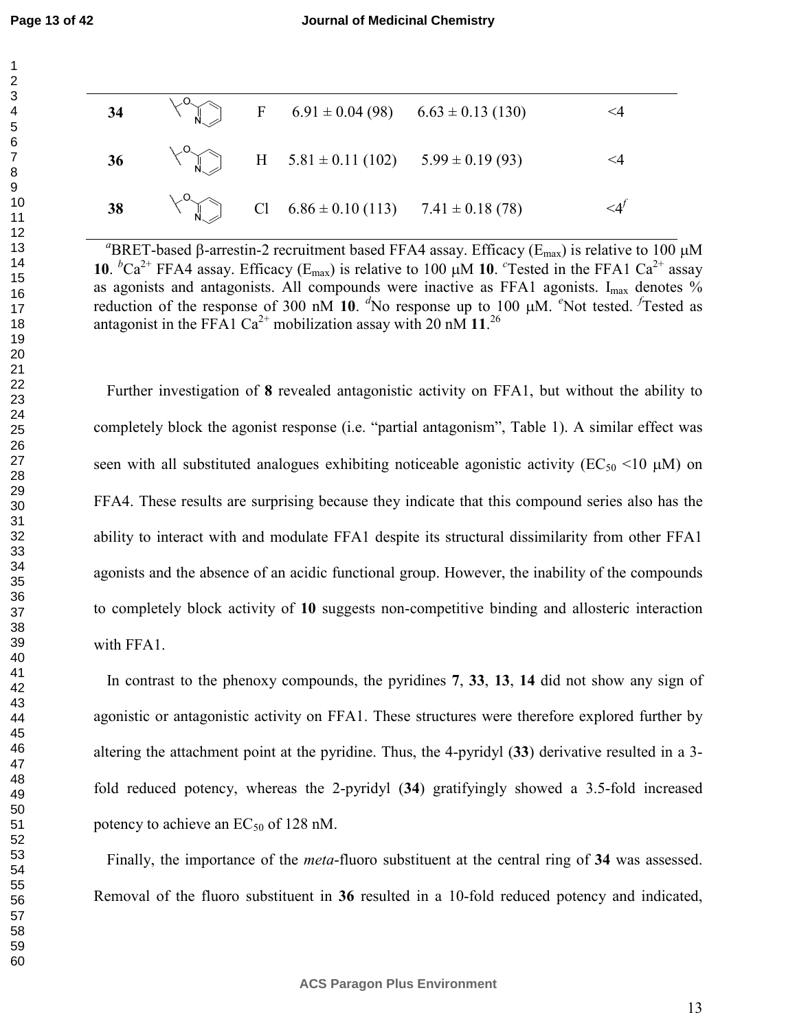| 34 | 2-pyridyloxy | F | 6.91 ± 0.04 (98) | 6.63 ± 0.13 (130) | <4 |
|---|---|---|---|---|---|
| 36 | 2-pyridyloxy | H | 5.81 ± 0.11 (102) | 5.99 ± 0.19 (93) | <4 |
| 38 | 2-pyridyloxy | Cl | 6.86 ± 0.10 (113) | 7.41 ± 0.18 (78) | <4[f] |

[a]BRET-based β-arrestin-2 recruitment based FFA4 assay. Efficacy ($E_{max}$) is relative to 100 μM **10**. [b]$Ca^{2+}$ FFA4 assay. Efficacy ($E_{max}$) is relative to 100 μM **10**. [c]Tested in the FFA1 $Ca^{2+}$ assay as agonists and antagonists. All compounds were inactive as FFA1 agonists. $I_{max}$ denotes % reduction of the response of 300 nM **10**. [d]No response up to 100 μM. [e]Not tested. [f]Tested as antagonist in the FFA1 $Ca^{2+}$ mobilization assay with 20 nM **11**.[26]

Further investigation of **8** revealed antagonistic activity on FFA1, but without the ability to completely block the agonist response (i.e. "partial antagonism", Table 1). A similar effect was seen with all substituted analogues exhibiting noticeable agonistic activity ($EC_{50}$ <10 μM) on FFA4. These results are surprising because they indicate that this compound series also has the ability to interact with and modulate FFA1 despite its structural dissimilarity from other FFA1 agonists and the absence of an acidic functional group. However, the inability of the compounds to completely block activity of **10** suggests non-competitive binding and allosteric interaction with FFA1.

In contrast to the phenoxy compounds, the pyridines **7**, **33**, **13**, **14** did not show any sign of agonistic or antagonistic activity on FFA1. These structures were therefore explored further by altering the attachment point at the pyridine. Thus, the 4-pyridyl (**33**) derivative resulted in a 3-fold reduced potency, whereas the 2-pyridyl (**34**) gratifyingly showed a 3.5-fold increased potency to achieve an $EC_{50}$ of 128 nM.

Finally, the importance of the *meta*-fluoro substituent at the central ring of **34** was assessed. Removal of the fluoro substituent in **36** resulted in a 10-fold reduced potency and indicated,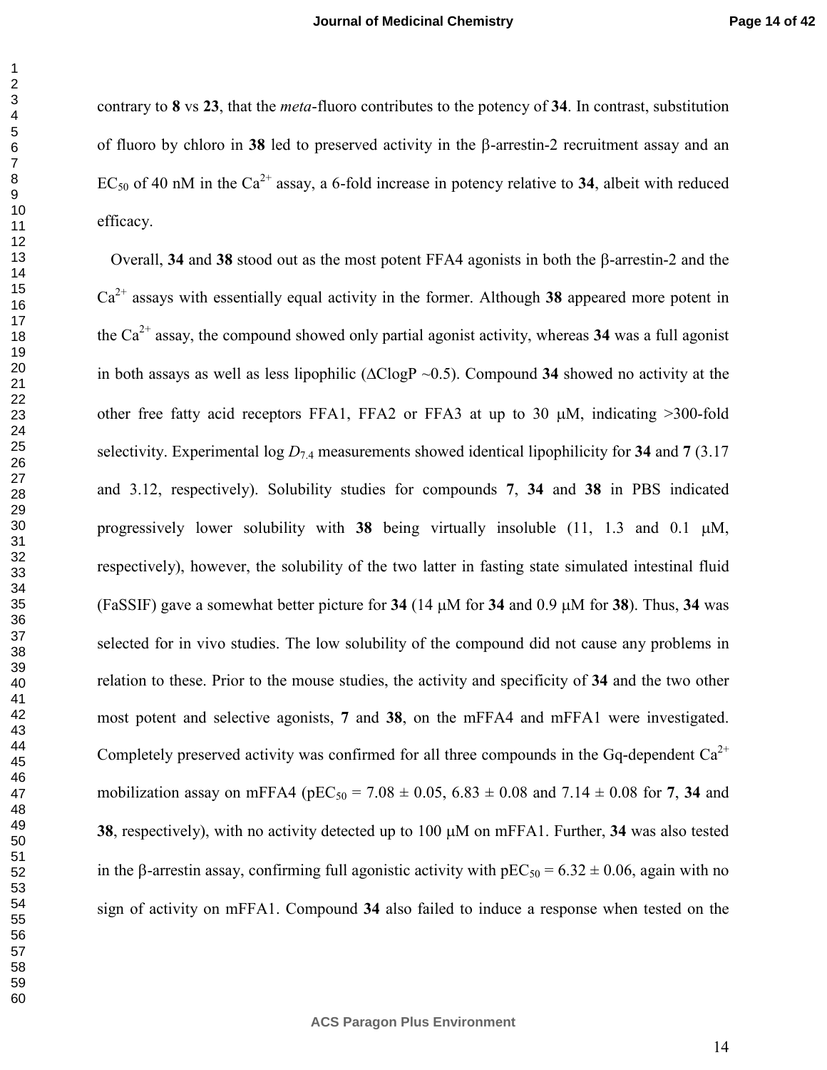contrary to **8** vs **23**, that the *meta*-fluoro contributes to the potency of **34**. In contrast, substitution of fluoro by chloro in **38** led to preserved activity in the β-arrestin-2 recruitment assay and an $EC_{50}$ of 40 nM in the $Ca^{2+}$ assay, a 6-fold increase in potency relative to **34**, albeit with reduced efficacy.

Overall, **34** and **38** stood out as the most potent FFA4 agonists in both the β-arrestin-2 and the $Ca^{2+}$ assays with essentially equal activity in the former. Although **38** appeared more potent in the $Ca^{2+}$ assay, the compound showed only partial agonist activity, whereas **34** was a full agonist in both assays as well as less lipophilic (ΔClogP ~0.5). Compound **34** showed no activity at the other free fatty acid receptors FFA1, FFA2 or FFA3 at up to 30 μM, indicating >300-fold selectivity. Experimental log $D_{7.4}$ measurements showed identical lipophilicity for **34** and **7** (3.17 and 3.12, respectively). Solubility studies for compounds **7**, **34** and **38** in PBS indicated progressively lower solubility with **38** being virtually insoluble (11, 1.3 and 0.1 μM, respectively), however, the solubility of the two latter in fasting state simulated intestinal fluid (FaSSIF) gave a somewhat better picture for **34** (14 μM for **34** and 0.9 μM for **38**). Thus, **34** was selected for in vivo studies. The low solubility of the compound did not cause any problems in relation to these. Prior to the mouse studies, the activity and specificity of **34** and the two other most potent and selective agonists, **7** and **38**, on the mFFA4 and mFFA1 were investigated. Completely preserved activity was confirmed for all three compounds in the Gq-dependent $Ca^{2+}$ mobilization assay on mFFA4 ($pEC_{50}$ = 7.08 ± 0.05, 6.83 ± 0.08 and 7.14 ± 0.08 for **7**, **34** and **38**, respectively), with no activity detected up to 100 μM on mFFA1. Further, **34** was also tested in the β-arrestin assay, confirming full agonistic activity with $pEC_{50}$ = 6.32 ± 0.06, again with no sign of activity on mFFA1. Compound **34** also failed to induce a response when tested on the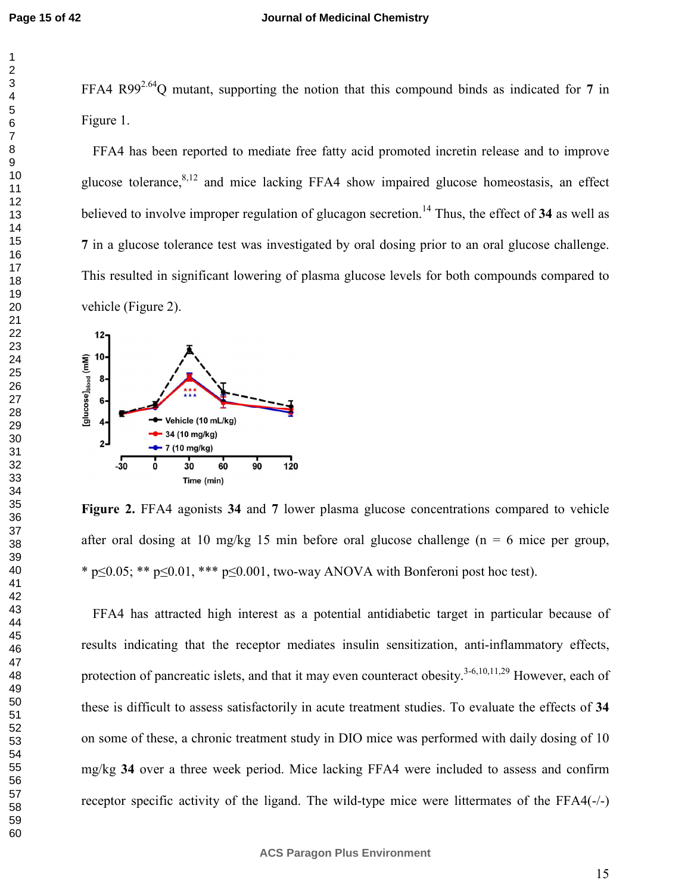FFA4 R99$^{2.64}$Q mutant, supporting the notion that this compound binds as indicated for **7** in Figure 1.

FFA4 has been reported to mediate free fatty acid promoted incretin release and to improve glucose tolerance,[8,12] and mice lacking FFA4 show impaired glucose homeostasis, an effect believed to involve improper regulation of glucagon secretion.[14] Thus, the effect of **34** as well as **7** in a glucose tolerance test was investigated by oral dosing prior to an oral glucose challenge. This resulted in significant lowering of plasma glucose levels for both compounds compared to vehicle (Figure 2).

**Figure 2.** FFA4 agonists **34** and **7** lower plasma glucose concentrations compared to vehicle after oral dosing at 10 mg/kg 15 min before oral glucose challenge (n = 6 mice per group, * p≤0.05; ** p≤0.01, *** p≤0.001, two-way ANOVA with Bonferoni post hoc test).

FFA4 has attracted high interest as a potential antidiabetic target in particular because of results indicating that the receptor mediates insulin sensitization, anti-inflammatory effects, protection of pancreatic islets, and that it may even counteract obesity.[3-6,10,11,29] However, each of these is difficult to assess satisfactorily in acute treatment studies. To evaluate the effects of **34** on some of these, a chronic treatment study in DIO mice was performed with daily dosing of 10 mg/kg **34** over a three week period. Mice lacking FFA4 were included to assess and confirm receptor specific activity of the ligand. The wild-type mice were littermates of the FFA4(-/-)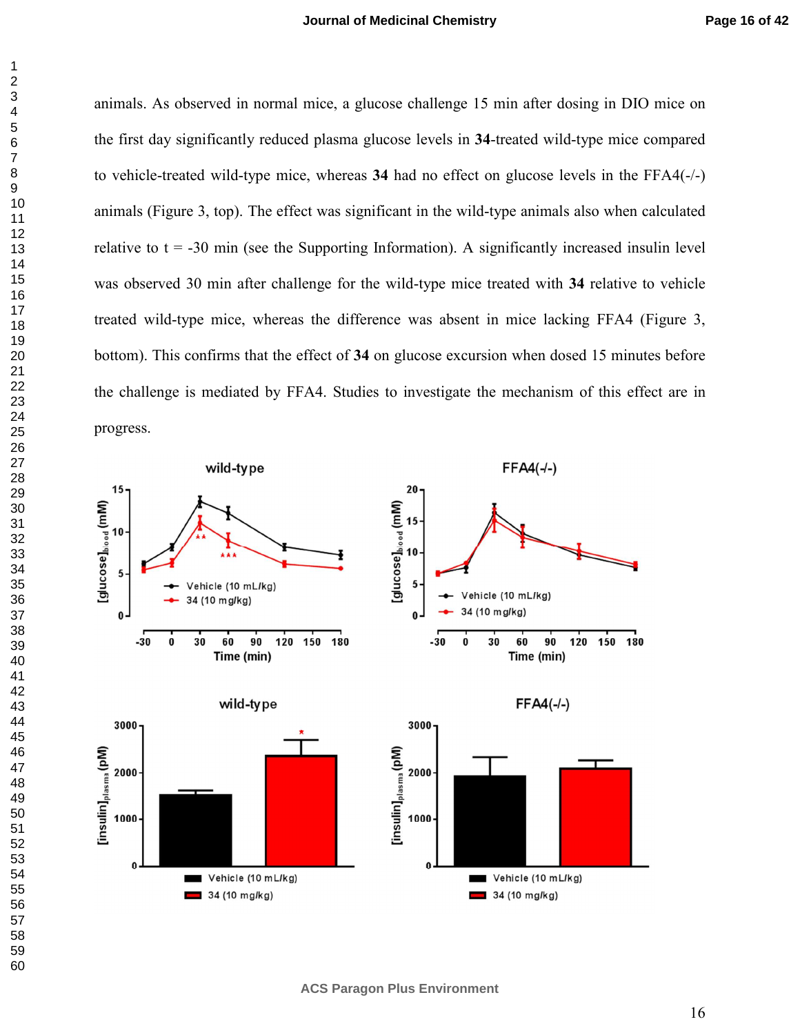animals. As observed in normal mice, a glucose challenge 15 min after dosing in DIO mice on the first day significantly reduced plasma glucose levels in **34**-treated wild-type mice compared to vehicle-treated wild-type mice, whereas **34** had no effect on glucose levels in the FFA4(-/-) animals (Figure 3, top). The effect was significant in the wild-type animals also when calculated relative to t = -30 min (see the Supporting Information). A significantly increased insulin level was observed 30 min after challenge for the wild-type mice treated with **34** relative to vehicle treated wild-type mice, whereas the difference was absent in mice lacking FFA4 (Figure 3, bottom). This confirms that the effect of **34** on glucose excursion when dosed 15 minutes before the challenge is mediated by FFA4. Studies to investigate the mechanism of this effect are in progress.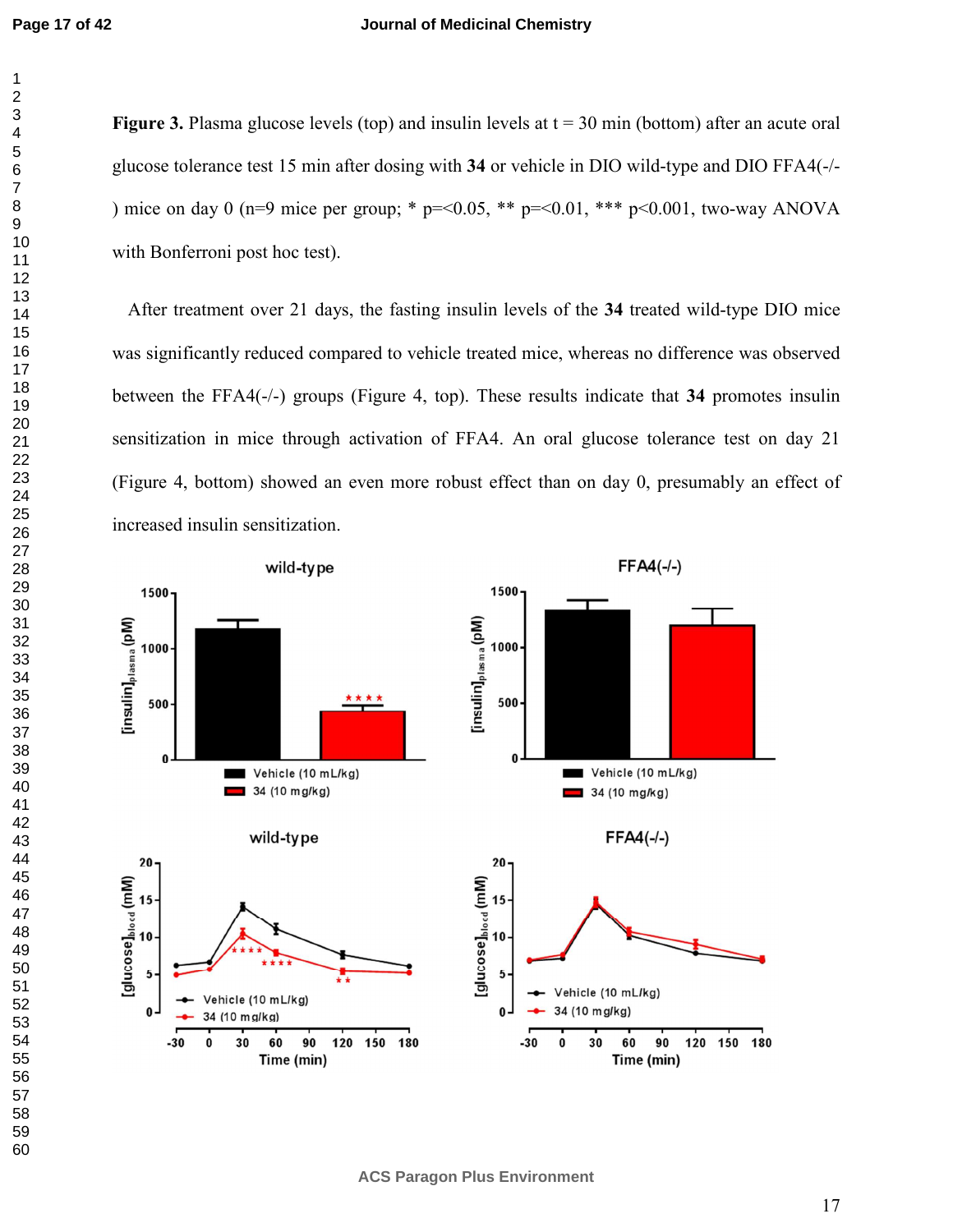**Figure 3.** Plasma glucose levels (top) and insulin levels at t = 30 min (bottom) after an acute oral glucose tolerance test 15 min after dosing with **34** or vehicle in DIO wild-type and DIO FFA4(-/-) mice on day 0 (n=9 mice per group; * p=<0.05, ** p=<0.01, *** p<0.001, two-way ANOVA with Bonferroni post hoc test).

After treatment over 21 days, the fasting insulin levels of the **34** treated wild-type DIO mice was significantly reduced compared to vehicle treated mice, whereas no difference was observed between the FFA4(-/-) groups (Figure 4, top). These results indicate that **34** promotes insulin sensitization in mice through activation of FFA4. An oral glucose tolerance test on day 21 (Figure 4, bottom) showed an even more robust effect than on day 0, presumably an effect of increased insulin sensitization.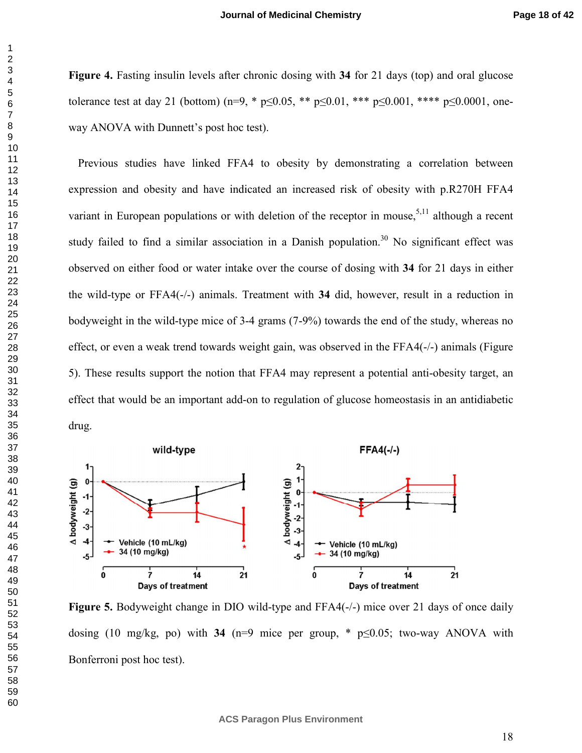**Figure 4.** Fasting insulin levels after chronic dosing with **34** for 21 days (top) and oral glucose tolerance test at day 21 (bottom) (n=9, * p≤0.05, ** p≤0.01, *** p≤0.001, **** p≤0.0001, one-way ANOVA with Dunnett's post hoc test).

Previous studies have linked FFA4 to obesity by demonstrating a correlation between expression and obesity and have indicated an increased risk of obesity with p.R270H FFA4 variant in European populations or with deletion of the receptor in mouse,[5,11] although a recent study failed to find a similar association in a Danish population.[30] No significant effect was observed on either food or water intake over the course of dosing with **34** for 21 days in either the wild-type or FFA4(-/-) animals. Treatment with **34** did, however, result in a reduction in bodyweight in the wild-type mice of 3-4 grams (7-9%) towards the end of the study, whereas no effect, or even a weak trend towards weight gain, was observed in the FFA4(-/-) animals (Figure 5). These results support the notion that FFA4 may represent a potential anti-obesity target, an effect that would be an important add-on to regulation of glucose homeostasis in an antidiabetic drug.

**Figure 5.** Bodyweight change in DIO wild-type and FFA4(-/-) mice over 21 days of once daily dosing (10 mg/kg, po) with **34** (n=9 mice per group, * p≤0.05; two-way ANOVA with Bonferroni post hoc test).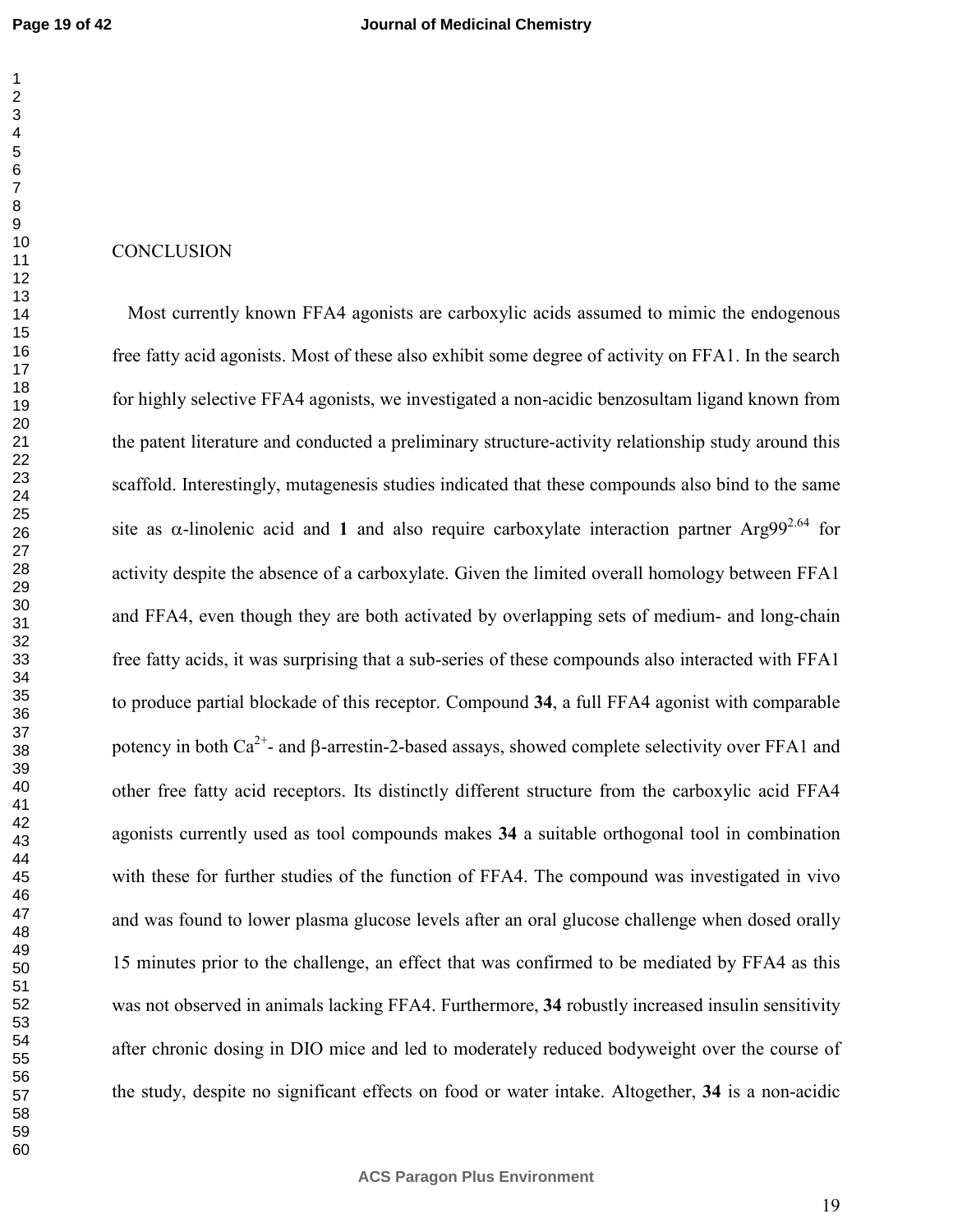## CONCLUSION

Most currently known FFA4 agonists are carboxylic acids assumed to mimic the endogenous free fatty acid agonists. Most of these also exhibit some degree of activity on FFA1. In the search for highly selective FFA4 agonists, we investigated a non-acidic benzosultam ligand known from the patent literature and conducted a preliminary structure-activity relationship study around this scaffold. Interestingly, mutagenesis studies indicated that these compounds also bind to the same site as α-linolenic acid and **1** and also require carboxylate interaction partner Arg99$^{2.64}$ for activity despite the absence of a carboxylate. Given the limited overall homology between FFA1 and FFA4, even though they are both activated by overlapping sets of medium- and long-chain free fatty acids, it was surprising that a sub-series of these compounds also interacted with FFA1 to produce partial blockade of this receptor. Compound **34**, a full FFA4 agonist with comparable potency in both $Ca^{2+}$- and β-arrestin-2-based assays, showed complete selectivity over FFA1 and other free fatty acid receptors. Its distinctly different structure from the carboxylic acid FFA4 agonists currently used as tool compounds makes **34** a suitable orthogonal tool in combination with these for further studies of the function of FFA4. The compound was investigated in vivo and was found to lower plasma glucose levels after an oral glucose challenge when dosed orally 15 minutes prior to the challenge, an effect that was confirmed to be mediated by FFA4 as this was not observed in animals lacking FFA4. Furthermore, **34** robustly increased insulin sensitivity after chronic dosing in DIO mice and led to moderately reduced bodyweight over the course of the study, despite no significant effects on food or water intake. Altogether, **34** is a non-acidic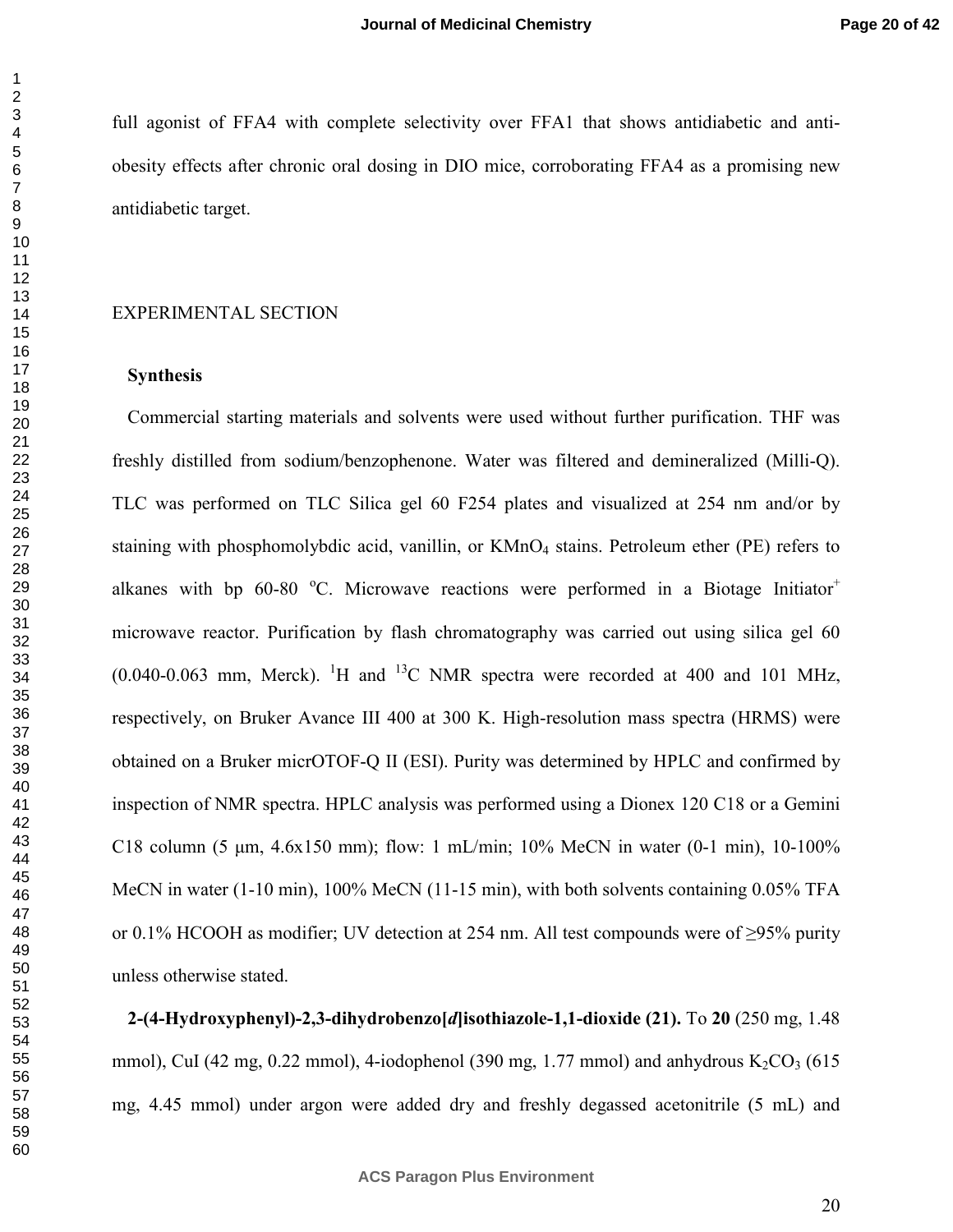full agonist of FFA4 with complete selectivity over FFA1 that shows antidiabetic and anti-obesity effects after chronic oral dosing in DIO mice, corroborating FFA4 as a promising new antidiabetic target.

## EXPERIMENTAL SECTION

### Synthesis

Commercial starting materials and solvents were used without further purification. THF was freshly distilled from sodium/benzophenone. Water was filtered and demineralized (Milli-Q). TLC was performed on TLC Silica gel 60 F254 plates and visualized at 254 nm and/or by staining with phosphomolybdic acid, vanillin, or $KMnO_4$ stains. Petroleum ether (PE) refers to alkanes with bp 60-80 °C. Microwave reactions were performed in a Biotage Initiator$^+$ microwave reactor. Purification by flash chromatography was carried out using silica gel 60 (0.040-0.063 mm, Merck). $^1$H and $^{13}$C NMR spectra were recorded at 400 and 101 MHz, respectively, on Bruker Avance III 400 at 300 K. High-resolution mass spectra (HRMS) were obtained on a Bruker micrOTOF-Q II (ESI). Purity was determined by HPLC and confirmed by inspection of NMR spectra. HPLC analysis was performed using a Dionex 120 C18 or a Gemini C18 column (5 μm, 4.6x150 mm); flow: 1 mL/min; 10% MeCN in water (0-1 min), 10-100% MeCN in water (1-10 min), 100% MeCN (11-15 min), with both solvents containing 0.05% TFA or 0.1% HCOOH as modifier; UV detection at 254 nm. All test compounds were of ≥95% purity unless otherwise stated.

**2-(4-Hydroxyphenyl)-2,3-dihydrobenzo[*d*]isothiazole-1,1-dioxide (21).** To **20** (250 mg, 1.48 mmol), CuI (42 mg, 0.22 mmol), 4-iodophenol (390 mg, 1.77 mmol) and anhydrous $K_2CO_3$ (615 mg, 4.45 mmol) under argon were added dry and freshly degassed acetonitrile (5 mL) and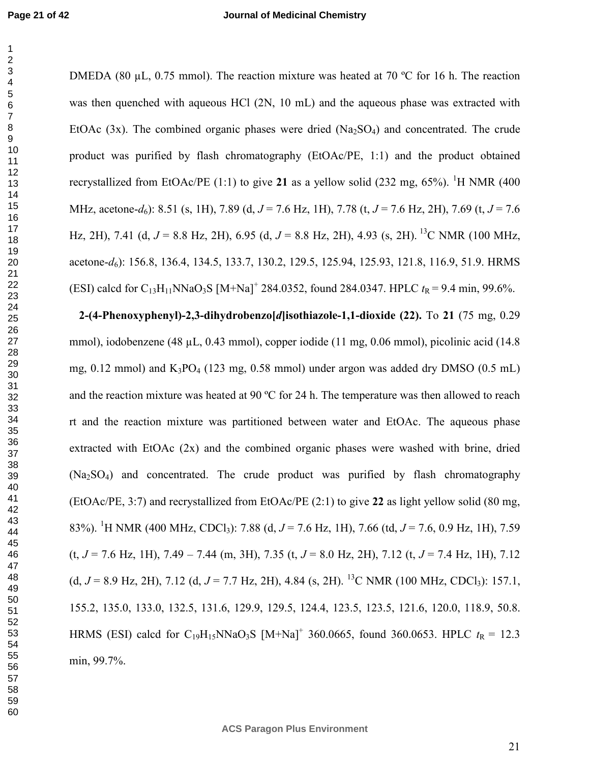DMEDA (80 μL, 0.75 mmol). The reaction mixture was heated at 70 ºC for 16 h. The reaction was then quenched with aqueous HCl (2N, 10 mL) and the aqueous phase was extracted with EtOAc (3x). The combined organic phases were dried ($Na_2SO_4$) and concentrated. The crude product was purified by flash chromatography (EtOAc/PE, 1:1) and the product obtained recrystallized from EtOAc/PE (1:1) to give **21** as a yellow solid (232 mg, 65%). $^1$H NMR (400 MHz, acetone-$d_6$): 8.51 (s, 1H), 7.89 (d, $J$ = 7.6 Hz, 1H), 7.78 (t, $J$ = 7.6 Hz, 2H), 7.69 (t, $J$ = 7.6 Hz, 2H), 7.41 (d, $J$ = 8.8 Hz, 2H), 6.95 (d, $J$ = 8.8 Hz, 2H), 4.93 (s, 2H). $^{13}$C NMR (100 MHz, acetone-$d_6$): 156.8, 136.4, 134.5, 133.7, 130.2, 129.5, 125.94, 125.93, 121.8, 116.9, 51.9. HRMS (ESI) calcd for $C_{13}H_{11}NNaO_3S$ $[M+Na]^+$ 284.0352, found 284.0347. HPLC $t_R$ = 9.4 min, 99.6%.

**2-(4-Phenoxyphenyl)-2,3-dihydrobenzo[*d*]isothiazole-1,1-dioxide (22).** To **21** (75 mg, 0.29 mmol), iodobenzene (48 μL, 0.43 mmol), copper iodide (11 mg, 0.06 mmol), picolinic acid (14.8 mg, 0.12 mmol) and $K_3PO_4$ (123 mg, 0.58 mmol) under argon was added dry DMSO (0.5 mL) and the reaction mixture was heated at 90 ºC for 24 h. The temperature was then allowed to reach rt and the reaction mixture was partitioned between water and EtOAc. The aqueous phase extracted with EtOAc (2x) and the combined organic phases were washed with brine, dried ($Na_2SO_4$) and concentrated. The crude product was purified by flash chromatography (EtOAc/PE, 3:7) and recrystallized from EtOAc/PE (2:1) to give **22** as light yellow solid (80 mg, 83%). $^1$H NMR (400 MHz, $CDCl_3$): 7.88 (d, $J$ = 7.6 Hz, 1H), 7.66 (td, $J$ = 7.6, 0.9 Hz, 1H), 7.59 (t, $J$ = 7.6 Hz, 1H), 7.49 – 7.44 (m, 3H), 7.35 (t, $J$ = 8.0 Hz, 2H), 7.12 (t, $J$ = 7.4 Hz, 1H), 7.12 (d, $J$ = 8.9 Hz, 2H), 7.12 (d, $J$ = 7.7 Hz, 2H), 4.84 (s, 2H). $^{13}$C NMR (100 MHz, $CDCl_3$): 157.1, 155.2, 135.0, 133.0, 132.5, 131.6, 129.9, 129.5, 124.4, 123.5, 123.5, 121.6, 120.0, 118.9, 50.8. HRMS (ESI) calcd for $C_{19}H_{15}NNaO_3S$ $[M+Na]^+$ 360.0665, found 360.0653. HPLC $t_R$ = 12.3 min, 99.7%.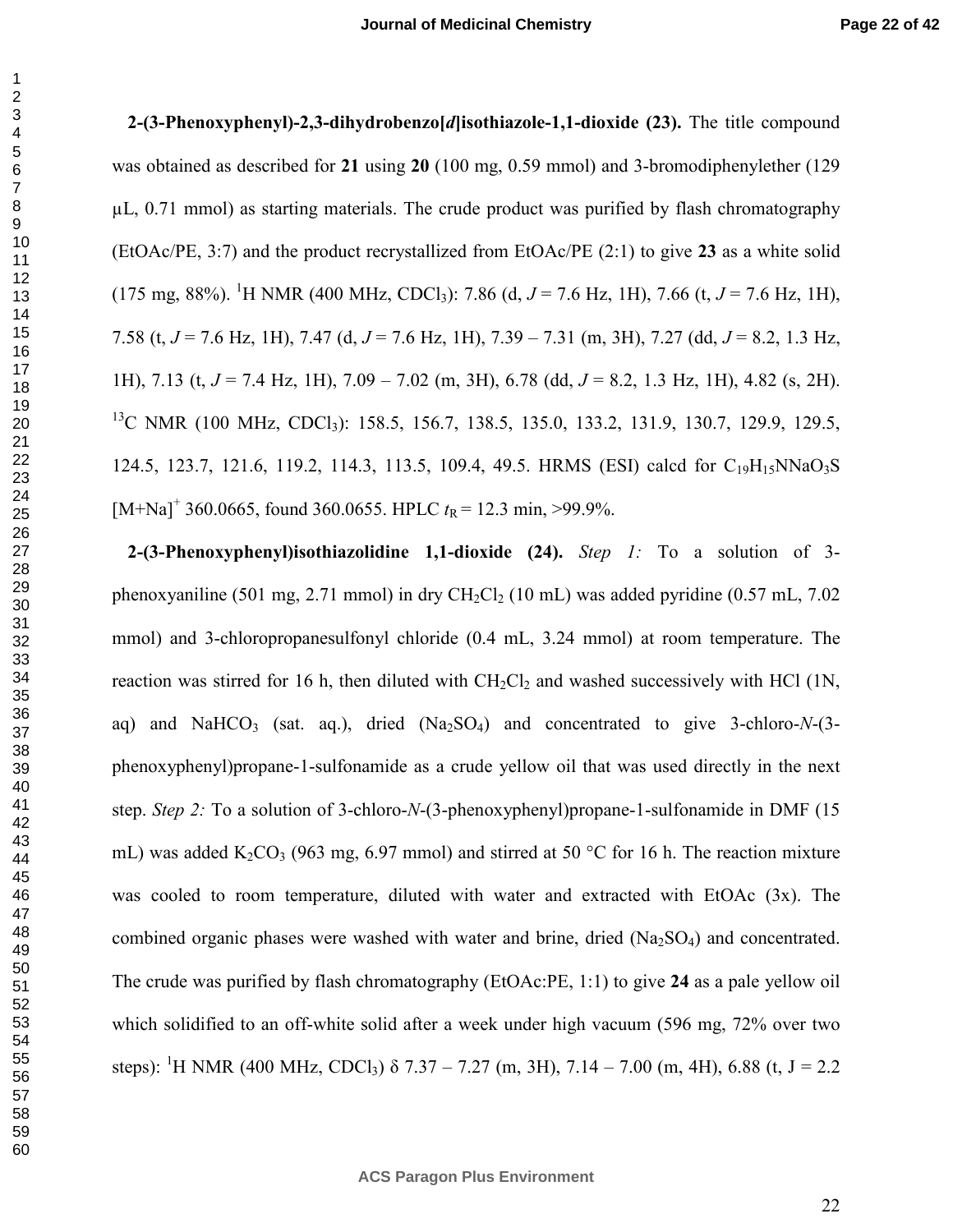**2-(3-Phenoxyphenyl)-2,3-dihydrobenzo[*d*]isothiazole-1,1-dioxide (23).** The title compound was obtained as described for **21** using **20** (100 mg, 0.59 mmol) and 3-bromodiphenylether (129 µL, 0.71 mmol) as starting materials. The crude product was purified by flash chromatography (EtOAc/PE, 3:7) and the product recrystallized from EtOAc/PE (2:1) to give **23** as a white solid (175 mg, 88%). $^{1}$H NMR (400 MHz, $CDCl_3$): 7.86 (d, *J* = 7.6 Hz, 1H), 7.66 (t, *J* = 7.6 Hz, 1H), 7.58 (t, *J* = 7.6 Hz, 1H), 7.47 (d, *J* = 7.6 Hz, 1H), 7.39 – 7.31 (m, 3H), 7.27 (dd, *J* = 8.2, 1.3 Hz, 1H), 7.13 (t, *J* = 7.4 Hz, 1H), 7.09 – 7.02 (m, 3H), 6.78 (dd, *J* = 8.2, 1.3 Hz, 1H), 4.82 (s, 2H). $^{13}$C NMR (100 MHz, $CDCl_3$): 158.5, 156.7, 138.5, 135.0, 133.2, 131.9, 130.7, 129.9, 129.5, 124.5, 123.7, 121.6, 119.2, 114.3, 113.5, 109.4, 49.5. HRMS (ESI) calcd for $C_{19}H_{15}NNaO_3S$ $[M+Na]^+$ 360.0665, found 360.0655. HPLC $t_R$ = 12.3 min, >99.9%.

**2-(3-Phenoxyphenyl)isothiazolidine 1,1-dioxide (24).** *Step 1:* To a solution of 3-phenoxyaniline (501 mg, 2.71 mmol) in dry $CH_2Cl_2$ (10 mL) was added pyridine (0.57 mL, 7.02 mmol) and 3-chloropropanesulfonyl chloride (0.4 mL, 3.24 mmol) at room temperature. The reaction was stirred for 16 h, then diluted with $CH_2Cl_2$ and washed successively with HCl (1N, aq) and $NaHCO_3$ (sat. aq.), dried ($Na_2SO_4$) and concentrated to give 3-chloro-*N*-(3-phenoxyphenyl)propane-1-sulfonamide as a crude yellow oil that was used directly in the next step. *Step 2:* To a solution of 3-chloro-*N*-(3-phenoxyphenyl)propane-1-sulfonamide in DMF (15 mL) was added $K_2CO_3$ (963 mg, 6.97 mmol) and stirred at 50 °C for 16 h. The reaction mixture was cooled to room temperature, diluted with water and extracted with EtOAc (3x). The combined organic phases were washed with water and brine, dried ($Na_2SO_4$) and concentrated. The crude was purified by flash chromatography (EtOAc:PE, 1:1) to give **24** as a pale yellow oil which solidified to an off-white solid after a week under high vacuum (596 mg, 72% over two steps): $^{1}$H NMR (400 MHz, $CDCl_3$) δ 7.37 – 7.27 (m, 3H), 7.14 – 7.00 (m, 4H), 6.88 (t, J = 2.2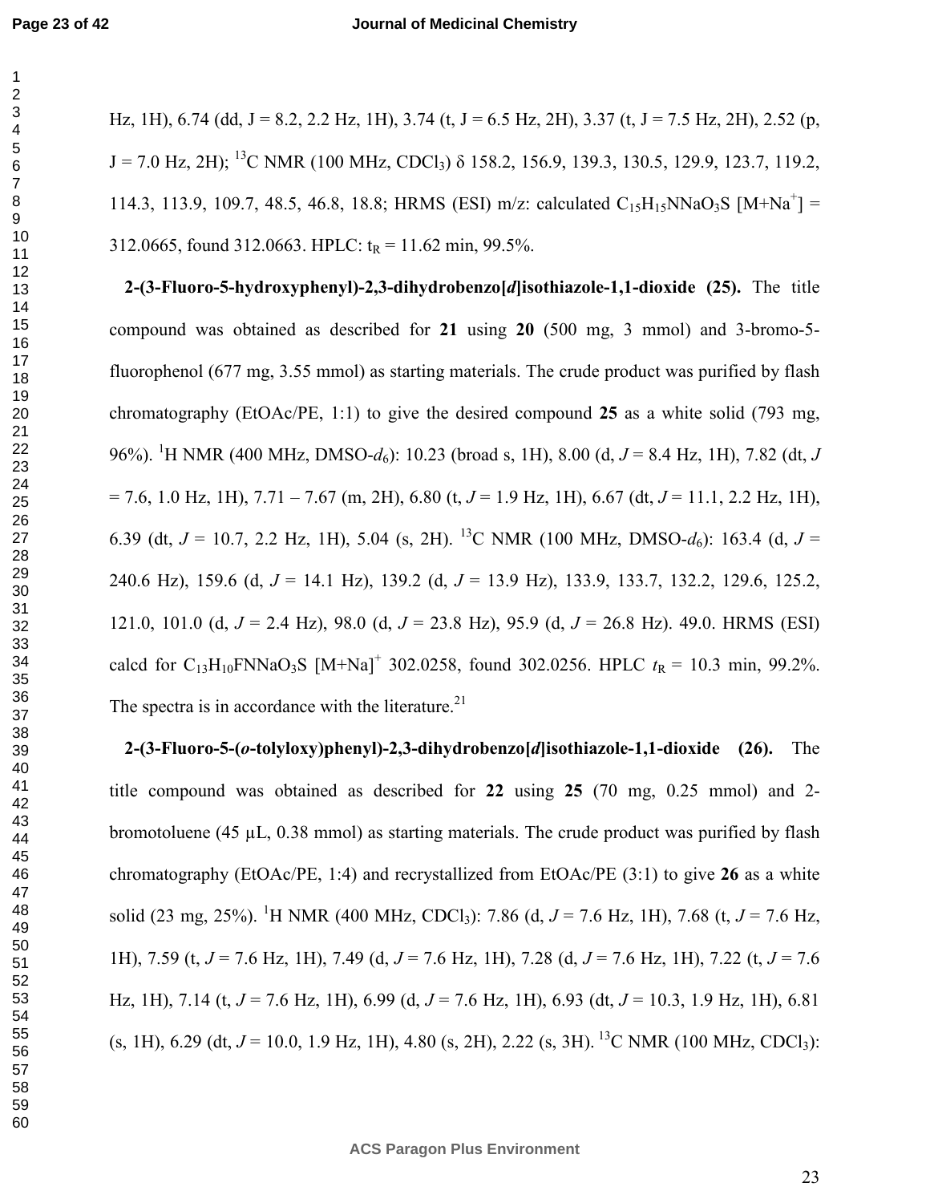Hz, 1H), 6.74 (dd, J = 8.2, 2.2 Hz, 1H), 3.74 (t, J = 6.5 Hz, 2H), 3.37 (t, J = 7.5 Hz, 2H), 2.52 (p, J = 7.0 Hz, 2H); $^{13}$C NMR (100 MHz, $CDCl_3$) δ 158.2, 156.9, 139.3, 130.5, 129.9, 123.7, 119.2, 114.3, 113.9, 109.7, 48.5, 46.8, 18.8; HRMS (ESI) m/z: calculated $C_{15}H_{15}NNaO_3S$ [M+Na$^+$] = 312.0665, found 312.0663. HPLC: $t_R$ = 11.62 min, 99.5%.

**2-(3-Fluoro-5-hydroxyphenyl)-2,3-dihydrobenzo[*d*]isothiazole-1,1-dioxide (25).** The title compound was obtained as described for **21** using **20** (500 mg, 3 mmol) and 3-bromo-5-fluorophenol (677 mg, 3.55 mmol) as starting materials. The crude product was purified by flash chromatography (EtOAc/PE, 1:1) to give the desired compound **25** as a white solid (793 mg, 96%). $^1$H NMR (400 MHz, DMSO-$d_6$): 10.23 (broad s, 1H), 8.00 (d, *J* = 8.4 Hz, 1H), 7.82 (dt, *J* = 7.6, 1.0 Hz, 1H), 7.71 – 7.67 (m, 2H), 6.80 (t, *J* = 1.9 Hz, 1H), 6.67 (dt, *J* = 11.1, 2.2 Hz, 1H), 6.39 (dt, *J* = 10.7, 2.2 Hz, 1H), 5.04 (s, 2H). $^{13}$C NMR (100 MHz, DMSO-$d_6$): 163.4 (d, *J* = 240.6 Hz), 159.6 (d, *J* = 14.1 Hz), 139.2 (d, *J* = 13.9 Hz), 133.9, 133.7, 132.2, 129.6, 125.2, 121.0, 101.0 (d, *J* = 2.4 Hz), 98.0 (d, *J* = 23.8 Hz), 95.9 (d, *J* = 26.8 Hz). 49.0. HRMS (ESI) calcd for $C_{13}H_{10}FNNaO_3S$ [M+Na]$^+$ 302.0258, found 302.0256. HPLC $t_R$ = 10.3 min, 99.2%. The spectra is in accordance with the literature.[21]

**2-(3-Fluoro-5-(*o*-tolyloxy)phenyl)-2,3-dihydrobenzo[*d*]isothiazole-1,1-dioxide (26).** The title compound was obtained as described for **22** using **25** (70 mg, 0.25 mmol) and 2-bromotoluene (45 µL, 0.38 mmol) as starting materials. The crude product was purified by flash chromatography (EtOAc/PE, 1:4) and recrystallized from EtOAc/PE (3:1) to give **26** as a white solid (23 mg, 25%). $^1$H NMR (400 MHz, $CDCl_3$): 7.86 (d, *J* = 7.6 Hz, 1H), 7.68 (t, *J* = 7.6 Hz, 1H), 7.59 (t, *J* = 7.6 Hz, 1H), 7.49 (d, *J* = 7.6 Hz, 1H), 7.28 (d, *J* = 7.6 Hz, 1H), 7.22 (t, *J* = 7.6 Hz, 1H), 7.14 (t, *J* = 7.6 Hz, 1H), 6.99 (d, *J* = 7.6 Hz, 1H), 6.93 (dt, *J* = 10.3, 1.9 Hz, 1H), 6.81 (s, 1H), 6.29 (dt, *J* = 10.0, 1.9 Hz, 1H), 4.80 (s, 2H), 2.22 (s, 3H). $^{13}$C NMR (100 MHz, $CDCl_3$):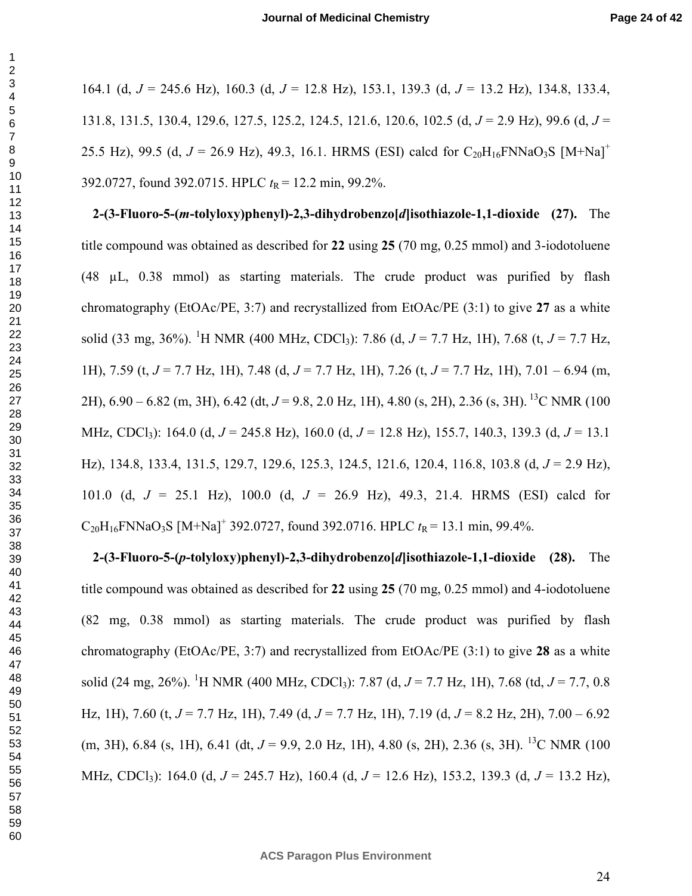164.1 (d, $J$ = 245.6 Hz), 160.3 (d, $J$ = 12.8 Hz), 153.1, 139.3 (d, $J$ = 13.2 Hz), 134.8, 133.4, 131.8, 131.5, 130.4, 129.6, 127.5, 125.2, 124.5, 121.6, 120.6, 102.5 (d, $J$ = 2.9 Hz), 99.6 (d, $J$ = 25.5 Hz), 99.5 (d, $J$ = 26.9 Hz), 49.3, 16.1. HRMS (ESI) calcd for $C_{20}H_{16}FNNaO_3S$ $[M+Na]^+$ 392.0727, found 392.0715. HPLC $t_R$ = 12.2 min, 99.2%.

**2-(3-Fluoro-5-(*m*-tolyloxy)phenyl)-2,3-dihydrobenzo[*d*]isothiazole-1,1-dioxide (27).** The title compound was obtained as described for **22** using **25** (70 mg, 0.25 mmol) and 3-iodotoluene (48 μL, 0.38 mmol) as starting materials. The crude product was purified by flash chromatography (EtOAc/PE, 3:7) and recrystallized from EtOAc/PE (3:1) to give **27** as a white solid (33 mg, 36%). $^1$H NMR (400 MHz, $CDCl_3$): 7.86 (d, $J$ = 7.7 Hz, 1H), 7.68 (t, $J$ = 7.7 Hz, 1H), 7.59 (t, $J$ = 7.7 Hz, 1H), 7.48 (d, $J$ = 7.7 Hz, 1H), 7.26 (t, $J$ = 7.7 Hz, 1H), 7.01 – 6.94 (m, 2H), 6.90 – 6.82 (m, 3H), 6.42 (dt, $J$ = 9.8, 2.0 Hz, 1H), 4.80 (s, 2H), 2.36 (s, 3H). $^{13}$C NMR (100 MHz, $CDCl_3$): 164.0 (d, $J$ = 245.8 Hz), 160.0 (d, $J$ = 12.8 Hz), 155.7, 140.3, 139.3 (d, $J$ = 13.1 Hz), 134.8, 133.4, 131.5, 129.7, 129.6, 125.3, 124.5, 121.6, 120.4, 116.8, 103.8 (d, $J$ = 2.9 Hz), 101.0 (d, $J$ = 25.1 Hz), 100.0 (d, $J$ = 26.9 Hz), 49.3, 21.4. HRMS (ESI) calcd for $C_{20}H_{16}FNNaO_3S$ $[M+Na]^+$ 392.0727, found 392.0716. HPLC $t_R$ = 13.1 min, 99.4%.

**2-(3-Fluoro-5-(*p*-tolyloxy)phenyl)-2,3-dihydrobenzo[*d*]isothiazole-1,1-dioxide (28).** The title compound was obtained as described for **22** using **25** (70 mg, 0.25 mmol) and 4-iodotoluene (82 mg, 0.38 mmol) as starting materials. The crude product was purified by flash chromatography (EtOAc/PE, 3:7) and recrystallized from EtOAc/PE (3:1) to give **28** as a white solid (24 mg, 26%). $^1$H NMR (400 MHz, $CDCl_3$): 7.87 (d, $J$ = 7.7 Hz, 1H), 7.68 (td, $J$ = 7.7, 0.8 Hz, 1H), 7.60 (t, $J$ = 7.7 Hz, 1H), 7.49 (d, $J$ = 7.7 Hz, 1H), 7.19 (d, $J$ = 8.2 Hz, 2H), 7.00 – 6.92 (m, 3H), 6.84 (s, 1H), 6.41 (dt, $J$ = 9.9, 2.0 Hz, 1H), 4.80 (s, 2H), 2.36 (s, 3H). $^{13}$C NMR (100 MHz, $CDCl_3$): 164.0 (d, $J$ = 245.7 Hz), 160.4 (d, $J$ = 12.6 Hz), 153.2, 139.3 (d, $J$ = 13.2 Hz),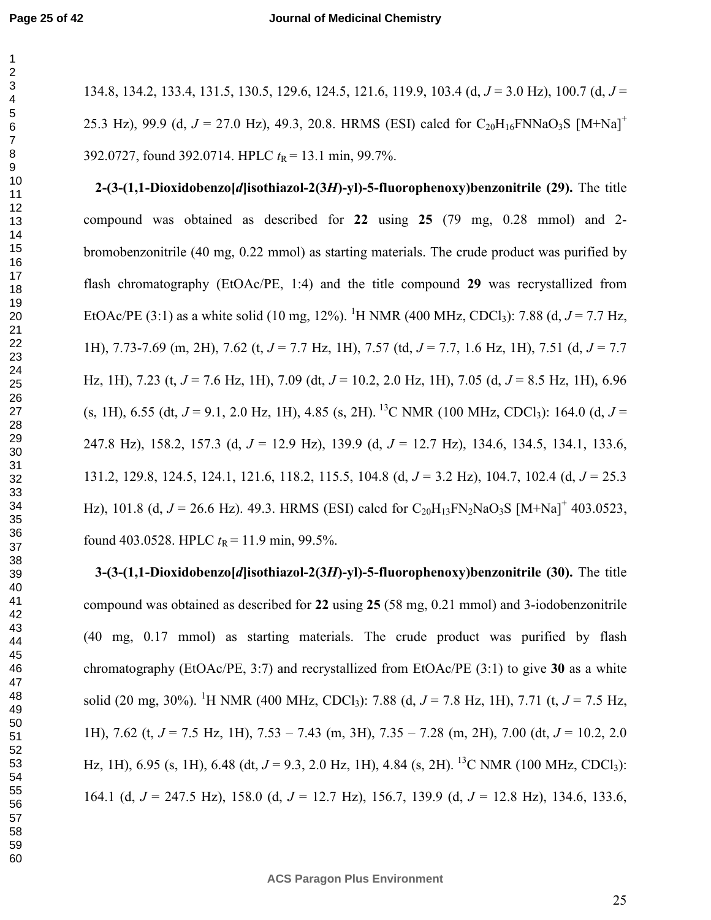134.8, 134.2, 133.4, 131.5, 130.5, 129.6, 124.5, 121.6, 119.9, 103.4 (d, $J$ = 3.0 Hz), 100.7 (d, $J$ = 25.3 Hz), 99.9 (d, $J$ = 27.0 Hz), 49.3, 20.8. HRMS (ESI) calcd for $C_{20}H_{16}FNNaO_3S$ $[M+Na]^+$ 392.0727, found 392.0714. HPLC $t_R$ = 13.1 min, 99.7%.

**2-(3-(1,1-Dioxidobenzo[*d*]isothiazol-2(3*H*)-yl)-5-fluorophenoxy)benzonitrile (29).** The title compound was obtained as described for **22** using **25** (79 mg, 0.28 mmol) and 2-bromobenzonitrile (40 mg, 0.22 mmol) as starting materials. The crude product was purified by flash chromatography (EtOAc/PE, 1:4) and the title compound **29** was recrystallized from EtOAc/PE (3:1) as a white solid (10 mg, 12%). $^1$H NMR (400 MHz, $CDCl_3$): 7.88 (d, $J$ = 7.7 Hz, 1H), 7.73-7.69 (m, 2H), 7.62 (t, $J$ = 7.7 Hz, 1H), 7.57 (td, $J$ = 7.7, 1.6 Hz, 1H), 7.51 (d, $J$ = 7.7 Hz, 1H), 7.23 (t, $J$ = 7.6 Hz, 1H), 7.09 (dt, $J$ = 10.2, 2.0 Hz, 1H), 7.05 (d, $J$ = 8.5 Hz, 1H), 6.96 (s, 1H), 6.55 (dt, $J$ = 9.1, 2.0 Hz, 1H), 4.85 (s, 2H). $^{13}$C NMR (100 MHz, $CDCl_3$): 164.0 (d, $J$ = 247.8 Hz), 158.2, 157.3 (d, $J$ = 12.9 Hz), 139.9 (d, $J$ = 12.7 Hz), 134.6, 134.5, 134.1, 133.6, 131.2, 129.8, 124.5, 124.1, 121.6, 118.2, 115.5, 104.8 (d, $J$ = 3.2 Hz), 104.7, 102.4 (d, $J$ = 25.3 Hz), 101.8 (d, $J$ = 26.6 Hz). 49.3. HRMS (ESI) calcd for $C_{20}H_{13}FN_2NaO_3S$ $[M+Na]^+$ 403.0523, found 403.0528. HPLC $t_R$ = 11.9 min, 99.5%.

**3-(3-(1,1-Dioxidobenzo[*d*]isothiazol-2(3*H*)-yl)-5-fluorophenoxy)benzonitrile (30).** The title compound was obtained as described for **22** using **25** (58 mg, 0.21 mmol) and 3-iodobenzonitrile (40 mg, 0.17 mmol) as starting materials. The crude product was purified by flash chromatography (EtOAc/PE, 3:7) and recrystallized from EtOAc/PE (3:1) to give **30** as a white solid (20 mg, 30%). $^1$H NMR (400 MHz, $CDCl_3$): 7.88 (d, $J$ = 7.8 Hz, 1H), 7.71 (t, $J$ = 7.5 Hz, 1H), 7.62 (t, $J$ = 7.5 Hz, 1H), 7.53 – 7.43 (m, 3H), 7.35 – 7.28 (m, 2H), 7.00 (dt, $J$ = 10.2, 2.0 Hz, 1H), 6.95 (s, 1H), 6.48 (dt, $J$ = 9.3, 2.0 Hz, 1H), 4.84 (s, 2H). $^{13}$C NMR (100 MHz, $CDCl_3$): 164.1 (d, $J$ = 247.5 Hz), 158.0 (d, $J$ = 12.7 Hz), 156.7, 139.9 (d, $J$ = 12.8 Hz), 134.6, 133.6,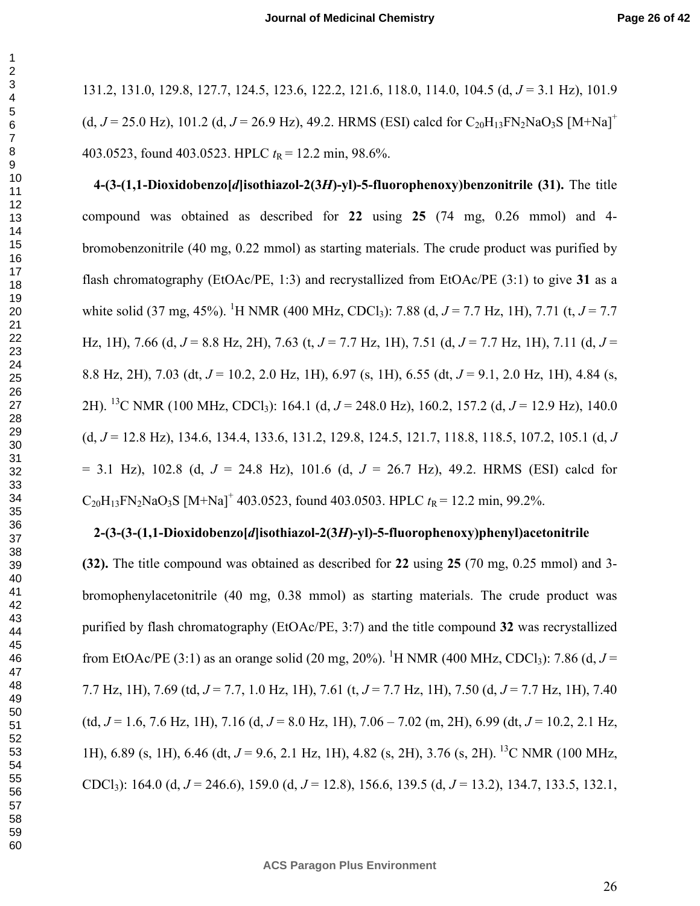131.2, 131.0, 129.8, 127.7, 124.5, 123.6, 122.2, 121.6, 118.0, 114.0, 104.5 (d, *J* = 3.1 Hz), 101.9 (d, *J* = 25.0 Hz), 101.2 (d, *J* = 26.9 Hz), 49.2. HRMS (ESI) calcd for $C_{20}H_{13}FN_2NaO_3S$ $[M+Na]^+$ 403.0523, found 403.0523. HPLC $t_R$ = 12.2 min, 98.6%.

**4-(3-(1,1-Dioxidobenzo[*d*]isothiazol-2(3*H*)-yl)-5-fluorophenoxy)benzonitrile (31).** The title compound was obtained as described for **22** using **25** (74 mg, 0.26 mmol) and 4-bromobenzonitrile (40 mg, 0.22 mmol) as starting materials. The crude product was purified by flash chromatography (EtOAc/PE, 1:3) and recrystallized from EtOAc/PE (3:1) to give **31** as a white solid (37 mg, 45%). $^1$H NMR (400 MHz, $CDCl_3$): 7.88 (d, *J* = 7.7 Hz, 1H), 7.71 (t, *J* = 7.7 Hz, 1H), 7.66 (d, *J* = 8.8 Hz, 2H), 7.63 (t, *J* = 7.7 Hz, 1H), 7.51 (d, *J* = 7.7 Hz, 1H), 7.11 (d, *J* = 8.8 Hz, 2H), 7.03 (dt, *J* = 10.2, 2.0 Hz, 1H), 6.97 (s, 1H), 6.55 (dt, *J* = 9.1, 2.0 Hz, 1H), 4.84 (s, 2H). $^{13}$C NMR (100 MHz, $CDCl_3$): 164.1 (d, *J* = 248.0 Hz), 160.2, 157.2 (d, *J* = 12.9 Hz), 140.0 (d, *J* = 12.8 Hz), 134.6, 134.4, 133.6, 131.2, 129.8, 124.5, 121.7, 118.8, 118.5, 107.2, 105.1 (d, *J* = 3.1 Hz), 102.8 (d, *J* = 24.8 Hz), 101.6 (d, *J* = 26.7 Hz), 49.2. HRMS (ESI) calcd for $C_{20}H_{13}FN_2NaO_3S$ $[M+Na]^+$ 403.0523, found 403.0503. HPLC $t_R$ = 12.2 min, 99.2%.

**2-(3-(3-(1,1-Dioxidobenzo[*d*]isothiazol-2(3*H*)-yl)-5-fluorophenoxy)phenyl)acetonitrile (32).** The title compound was obtained as described for **22** using **25** (70 mg, 0.25 mmol) and 3-bromophenylacetonitrile (40 mg, 0.38 mmol) as starting materials. The crude product was purified by flash chromatography (EtOAc/PE, 3:7) and the title compound **32** was recrystallized from EtOAc/PE (3:1) as an orange solid (20 mg, 20%). $^1$H NMR (400 MHz, $CDCl_3$): 7.86 (d, *J* = 7.7 Hz, 1H), 7.69 (td, *J* = 7.7, 1.0 Hz, 1H), 7.61 (t, *J* = 7.7 Hz, 1H), 7.50 (d, *J* = 7.7 Hz, 1H), 7.40 (td, *J* = 1.6, 7.6 Hz, 1H), 7.16 (d, *J* = 8.0 Hz, 1H), 7.06 – 7.02 (m, 2H), 6.99 (dt, *J* = 10.2, 2.1 Hz, 1H), 6.89 (s, 1H), 6.46 (dt, *J* = 9.6, 2.1 Hz, 1H), 4.82 (s, 2H), 3.76 (s, 2H). $^{13}$C NMR (100 MHz, $CDCl_3$): 164.0 (d, *J* = 246.6), 159.0 (d, *J* = 12.8), 156.6, 139.5 (d, *J* = 13.2), 134.7, 133.5, 132.1,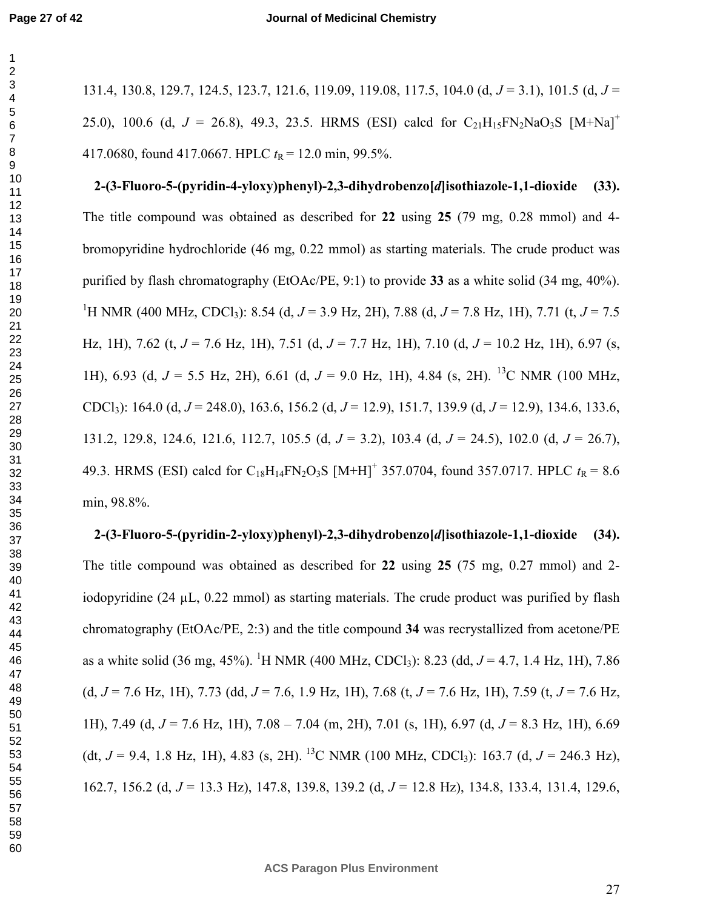131.4, 130.8, 129.7, 124.5, 123.7, 121.6, 119.09, 119.08, 117.5, 104.0 (d, $J$ = 3.1), 101.5 (d, $J$ = 25.0), 100.6 (d, $J$ = 26.8), 49.3, 23.5. HRMS (ESI) calcd for $C_{21}H_{15}FN_2NaO_3S$ $[M+Na]^+$ 417.0680, found 417.0667. HPLC $t_R$ = 12.0 min, 99.5%.

**2-(3-Fluoro-5-(pyridin-4-yloxy)phenyl)-2,3-dihydrobenzo[*d*]isothiazole-1,1-dioxide (33).** The title compound was obtained as described for **22** using **25** (79 mg, 0.28 mmol) and 4-bromopyridine hydrochloride (46 mg, 0.22 mmol) as starting materials. The crude product was purified by flash chromatography (EtOAc/PE, 9:1) to provide **33** as a white solid (34 mg, 40%). $^1$H NMR (400 MHz, $CDCl_3$): 8.54 (d, $J$ = 3.9 Hz, 2H), 7.88 (d, $J$ = 7.8 Hz, 1H), 7.71 (t, $J$ = 7.5 Hz, 1H), 7.62 (t, $J$ = 7.6 Hz, 1H), 7.51 (d, $J$ = 7.7 Hz, 1H), 7.10 (d, $J$ = 10.2 Hz, 1H), 6.97 (s, 1H), 6.93 (d, $J$ = 5.5 Hz, 2H), 6.61 (d, $J$ = 9.0 Hz, 1H), 4.84 (s, 2H). $^{13}$C NMR (100 MHz, $CDCl_3$): 164.0 (d, $J$ = 248.0), 163.6, 156.2 (d, $J$ = 12.9), 151.7, 139.9 (d, $J$ = 12.9), 134.6, 133.6, 131.2, 129.8, 124.6, 121.6, 112.7, 105.5 (d, $J$ = 3.2), 103.4 (d, $J$ = 24.5), 102.0 (d, $J$ = 26.7), 49.3. HRMS (ESI) calcd for $C_{18}H_{14}FN_2O_3S$ $[M+H]^+$ 357.0704, found 357.0717. HPLC $t_R$ = 8.6 min, 98.8%.

**2-(3-Fluoro-5-(pyridin-2-yloxy)phenyl)-2,3-dihydrobenzo[*d*]isothiazole-1,1-dioxide (34).** The title compound was obtained as described for **22** using **25** (75 mg, 0.27 mmol) and 2-iodopyridine (24 µL, 0.22 mmol) as starting materials. The crude product was purified by flash chromatography (EtOAc/PE, 2:3) and the title compound **34** was recrystallized from acetone/PE as a white solid (36 mg, 45%). $^1$H NMR (400 MHz, $CDCl_3$): 8.23 (dd, $J$ = 4.7, 1.4 Hz, 1H), 7.86 (d, $J$ = 7.6 Hz, 1H), 7.73 (dd, $J$ = 7.6, 1.9 Hz, 1H), 7.68 (t, $J$ = 7.6 Hz, 1H), 7.59 (t, $J$ = 7.6 Hz, 1H), 7.49 (d, $J$ = 7.6 Hz, 1H), 7.08 – 7.04 (m, 2H), 7.01 (s, 1H), 6.97 (d, $J$ = 8.3 Hz, 1H), 6.69 (dt, $J$ = 9.4, 1.8 Hz, 1H), 4.83 (s, 2H). $^{13}$C NMR (100 MHz, $CDCl_3$): 163.7 (d, $J$ = 246.3 Hz), 162.7, 156.2 (d, $J$ = 13.3 Hz), 147.8, 139.8, 139.2 (d, $J$ = 12.8 Hz), 134.8, 133.4, 131.4, 129.6,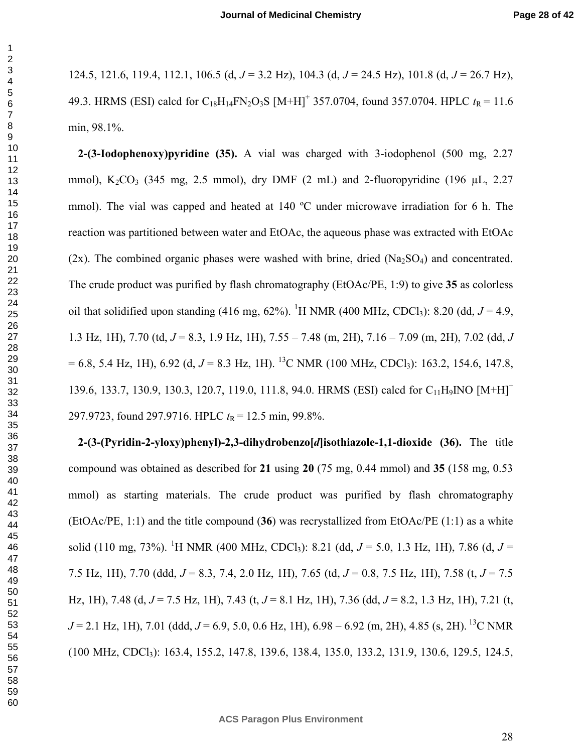124.5, 121.6, 119.4, 112.1, 106.5 (d, $J$ = 3.2 Hz), 104.3 (d, $J$ = 24.5 Hz), 101.8 (d, $J$ = 26.7 Hz), 49.3. HRMS (ESI) calcd for $C_{18}H_{14}FN_2O_3S$ $[M+H]^+$ 357.0704, found 357.0704. HPLC $t_R$ = 11.6 min, 98.1%.

**2-(3-Iodophenoxy)pyridine (35).** A vial was charged with 3-iodophenol (500 mg, 2.27 mmol), $K_2CO_3$ (345 mg, 2.5 mmol), dry DMF (2 mL) and 2-fluoropyridine (196 µL, 2.27 mmol). The vial was capped and heated at 140 ºC under microwave irradiation for 6 h. The reaction was partitioned between water and EtOAc, the aqueous phase was extracted with EtOAc (2x). The combined organic phases were washed with brine, dried ($Na_2SO_4$) and concentrated. The crude product was purified by flash chromatography (EtOAc/PE, 1:9) to give **35** as colorless oil that solidified upon standing (416 mg, 62%). $^1$H NMR (400 MHz, $CDCl_3$): 8.20 (dd, $J$ = 4.9, 1.3 Hz, 1H), 7.70 (td, $J$ = 8.3, 1.9 Hz, 1H), 7.55 – 7.48 (m, 2H), 7.16 – 7.09 (m, 2H), 7.02 (dd, $J$ = 6.8, 5.4 Hz, 1H), 6.92 (d, $J$ = 8.3 Hz, 1H). $^{13}$C NMR (100 MHz, $CDCl_3$): 163.2, 154.6, 147.8, 139.6, 133.7, 130.9, 130.3, 120.7, 119.0, 111.8, 94.0. HRMS (ESI) calcd for $C_{11}H_9INO$ $[M+H]^+$ 297.9723, found 297.9716. HPLC $t_R$ = 12.5 min, 99.8%.

**2-(3-(Pyridin-2-yloxy)phenyl)-2,3-dihydrobenzo[*d*]isothiazole-1,1-dioxide (36).** The title compound was obtained as described for **21** using **20** (75 mg, 0.44 mmol) and **35** (158 mg, 0.53 mmol) as starting materials. The crude product was purified by flash chromatography (EtOAc/PE, 1:1) and the title compound (**36**) was recrystallized from EtOAc/PE (1:1) as a white solid (110 mg, 73%). $^1$H NMR (400 MHz, $CDCl_3$): 8.21 (dd, $J$ = 5.0, 1.3 Hz, 1H), 7.86 (d, $J$ = 7.5 Hz, 1H), 7.70 (ddd, $J$ = 8.3, 7.4, 2.0 Hz, 1H), 7.65 (td, $J$ = 0.8, 7.5 Hz, 1H), 7.58 (t, $J$ = 7.5 Hz, 1H), 7.48 (d, $J$ = 7.5 Hz, 1H), 7.43 (t, $J$ = 8.1 Hz, 1H), 7.36 (dd, $J$ = 8.2, 1.3 Hz, 1H), 7.21 (t, $J$ = 2.1 Hz, 1H), 7.01 (ddd, $J$ = 6.9, 5.0, 0.6 Hz, 1H), 6.98 – 6.92 (m, 2H), 4.85 (s, 2H). $^{13}$C NMR (100 MHz, $CDCl_3$): 163.4, 155.2, 147.8, 139.6, 138.4, 135.0, 133.2, 131.9, 130.6, 129.5, 124.5,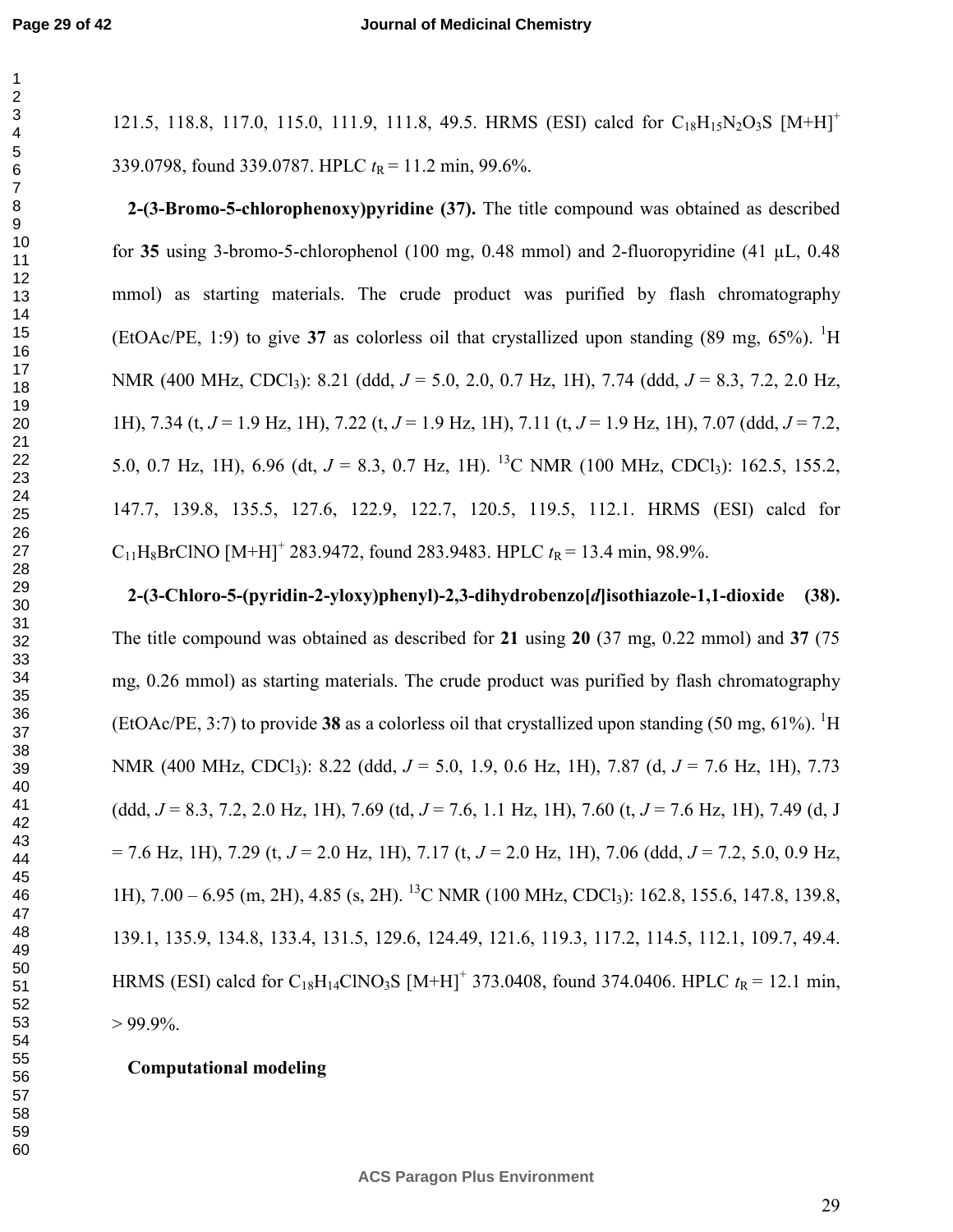121.5, 118.8, 117.0, 115.0, 111.9, 111.8, 49.5. HRMS (ESI) calcd for $C_{18}H_{15}N_2O_3S$ $[M+H]^+$ 339.0798, found 339.0787. HPLC $t_R$ = 11.2 min, 99.6%.

**2-(3-Bromo-5-chlorophenoxy)pyridine (37).** The title compound was obtained as described for **35** using 3-bromo-5-chlorophenol (100 mg, 0.48 mmol) and 2-fluoropyridine (41 μL, 0.48 mmol) as starting materials. The crude product was purified by flash chromatography (EtOAc/PE, 1:9) to give **37** as colorless oil that crystallized upon standing (89 mg, 65%). $^1$H NMR (400 MHz, $CDCl_3$): 8.21 (ddd, *J* = 5.0, 2.0, 0.7 Hz, 1H), 7.74 (ddd, *J* = 8.3, 7.2, 2.0 Hz, 1H), 7.34 (t, *J* = 1.9 Hz, 1H), 7.22 (t, *J* = 1.9 Hz, 1H), 7.11 (t, *J* = 1.9 Hz, 1H), 7.07 (ddd, *J* = 7.2, 5.0, 0.7 Hz, 1H), 6.96 (dt, *J* = 8.3, 0.7 Hz, 1H). $^{13}$C NMR (100 MHz, $CDCl_3$): 162.5, 155.2, 147.7, 139.8, 135.5, 127.6, 122.9, 122.7, 120.5, 119.5, 112.1. HRMS (ESI) calcd for $C_{11}H_8BrClNO$ $[M+H]^+$ 283.9472, found 283.9483. HPLC $t_R$ = 13.4 min, 98.9%.

**2-(3-Chloro-5-(pyridin-2-yloxy)phenyl)-2,3-dihydrobenzo[*d*]isothiazole-1,1-dioxide (38).** The title compound was obtained as described for **21** using **20** (37 mg, 0.22 mmol) and **37** (75 mg, 0.26 mmol) as starting materials. The crude product was purified by flash chromatography (EtOAc/PE, 3:7) to provide **38** as a colorless oil that crystallized upon standing (50 mg, 61%). $^1$H NMR (400 MHz, $CDCl_3$): 8.22 (ddd, *J* = 5.0, 1.9, 0.6 Hz, 1H), 7.87 (d, *J* = 7.6 Hz, 1H), 7.73 (ddd, *J* = 8.3, 7.2, 2.0 Hz, 1H), 7.69 (td, *J* = 7.6, 1.1 Hz, 1H), 7.60 (t, *J* = 7.6 Hz, 1H), 7.49 (d, J = 7.6 Hz, 1H), 7.29 (t, *J* = 2.0 Hz, 1H), 7.17 (t, *J* = 2.0 Hz, 1H), 7.06 (ddd, *J* = 7.2, 5.0, 0.9 Hz, 1H), 7.00 – 6.95 (m, 2H), 4.85 (s, 2H). $^{13}$C NMR (100 MHz, $CDCl_3$): 162.8, 155.6, 147.8, 139.8, 139.1, 135.9, 134.8, 133.4, 131.5, 129.6, 124.49, 121.6, 119.3, 117.2, 114.5, 112.1, 109.7, 49.4. HRMS (ESI) calcd for $C_{18}H_{14}ClNO_3S$ $[M+H]^+$ 373.0408, found 374.0406. HPLC $t_R$ = 12.1 min, > 99.9%.

**Computational modeling**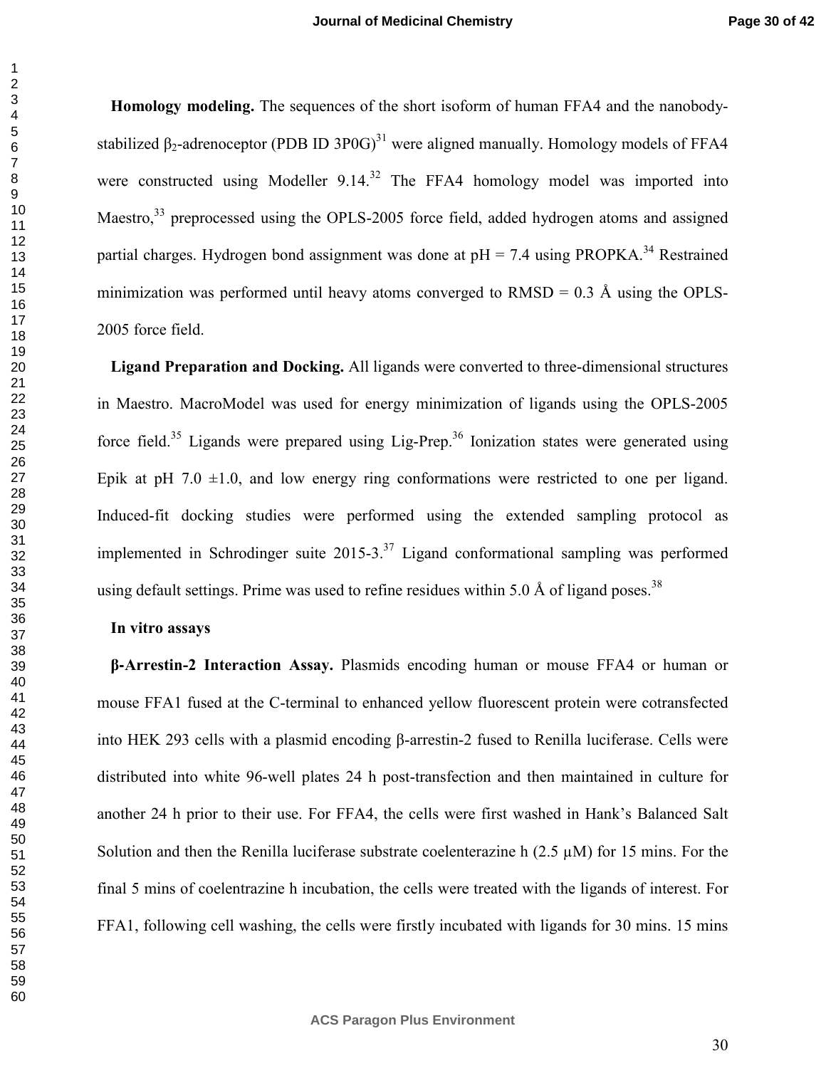**Homology modeling.** The sequences of the short isoform of human FFA4 and the nanobody-stabilized $\beta_2$-adrenoceptor (PDB ID 3P0G)[31] were aligned manually. Homology models of FFA4 were constructed using Modeller 9.14.[32] The FFA4 homology model was imported into Maestro,[33] preprocessed using the OPLS-2005 force field, added hydrogen atoms and assigned partial charges. Hydrogen bond assignment was done at pH = 7.4 using PROPKA.[34] Restrained minimization was performed until heavy atoms converged to RMSD = 0.3 Å using the OPLS-2005 force field.

**Ligand Preparation and Docking.** All ligands were converted to three-dimensional structures in Maestro. MacroModel was used for energy minimization of ligands using the OPLS-2005 force field.[35] Ligands were prepared using Lig-Prep.[36] Ionization states were generated using Epik at pH 7.0 ±1.0, and low energy ring conformations were restricted to one per ligand. Induced-fit docking studies were performed using the extended sampling protocol as implemented in Schrodinger suite 2015-3.[37] Ligand conformational sampling was performed using default settings. Prime was used to refine residues within 5.0 Å of ligand poses.[38]

**In vitro assays**

**β-Arrestin-2 Interaction Assay.** Plasmids encoding human or mouse FFA4 or human or mouse FFA1 fused at the C-terminal to enhanced yellow fluorescent protein were cotransfected into HEK 293 cells with a plasmid encoding β-arrestin-2 fused to Renilla luciferase. Cells were distributed into white 96-well plates 24 h post-transfection and then maintained in culture for another 24 h prior to their use. For FFA4, the cells were first washed in Hank's Balanced Salt Solution and then the Renilla luciferase substrate coelenterazine h (2.5 μM) for 15 mins. For the final 5 mins of coelentrazine h incubation, the cells were treated with the ligands of interest. For FFA1, following cell washing, the cells were firstly incubated with ligands for 30 mins. 15 mins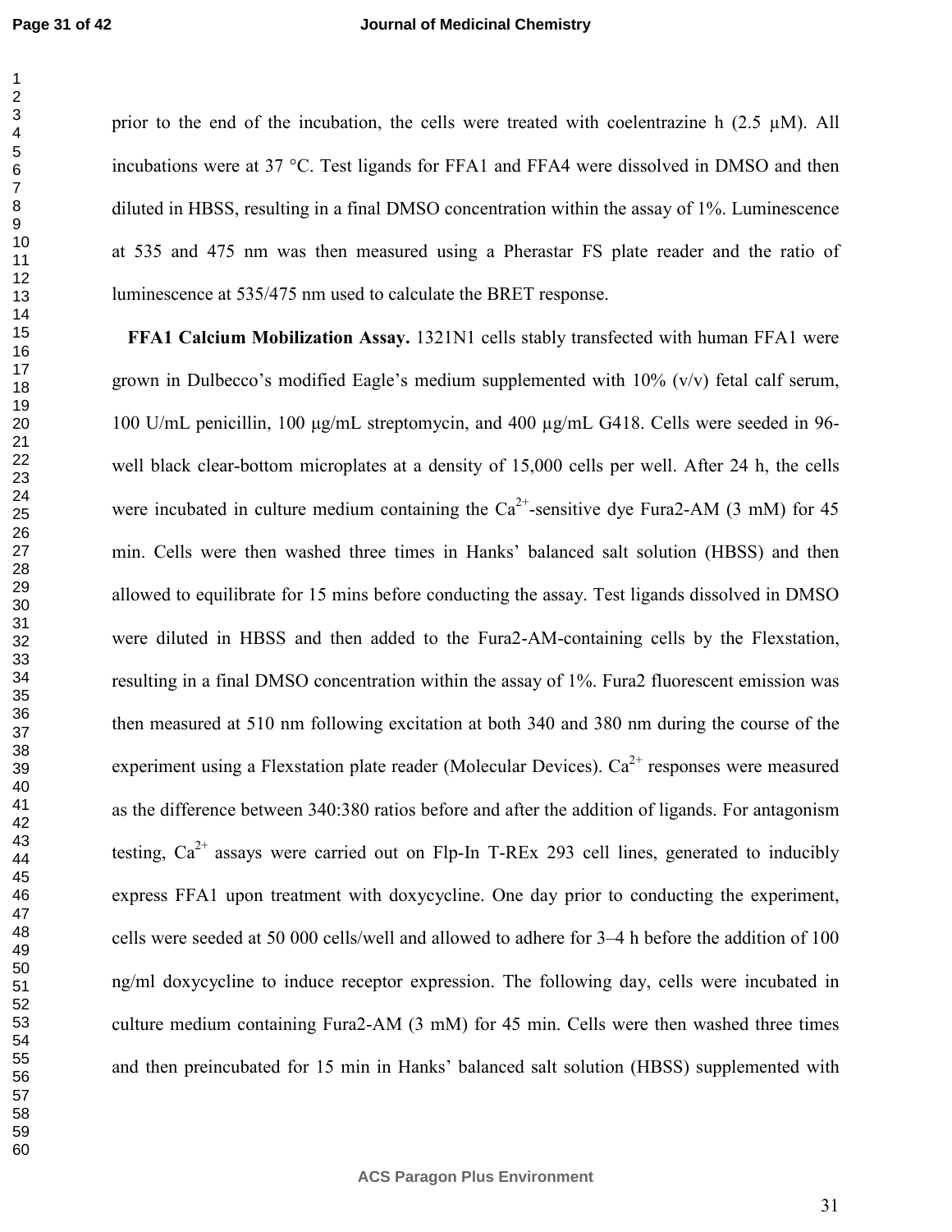prior to the end of the incubation, the cells were treated with coelentrazine h (2.5 μM). All incubations were at 37 °C. Test ligands for FFA1 and FFA4 were dissolved in DMSO and then diluted in HBSS, resulting in a final DMSO concentration within the assay of 1%. Luminescence at 535 and 475 nm was then measured using a Pherastar FS plate reader and the ratio of luminescence at 535/475 nm used to calculate the BRET response.

**FFA1 Calcium Mobilization Assay.** 1321N1 cells stably transfected with human FFA1 were grown in Dulbecco's modified Eagle's medium supplemented with 10% (v/v) fetal calf serum, 100 U/mL penicillin, 100 μg/mL streptomycin, and 400 μg/mL G418. Cells were seeded in 96-well black clear-bottom microplates at a density of 15,000 cells per well. After 24 h, the cells were incubated in culture medium containing the $Ca^{2+}$-sensitive dye Fura2-AM (3 mM) for 45 min. Cells were then washed three times in Hanks' balanced salt solution (HBSS) and then allowed to equilibrate for 15 mins before conducting the assay. Test ligands dissolved in DMSO were diluted in HBSS and then added to the Fura2-AM-containing cells by the Flexstation, resulting in a final DMSO concentration within the assay of 1%. Fura2 fluorescent emission was then measured at 510 nm following excitation at both 340 and 380 nm during the course of the experiment using a Flexstation plate reader (Molecular Devices). $Ca^{2+}$ responses were measured as the difference between 340:380 ratios before and after the addition of ligands. For antagonism testing, $Ca^{2+}$ assays were carried out on Flp-In T-REx 293 cell lines, generated to inducibly express FFA1 upon treatment with doxycycline. One day prior to conducting the experiment, cells were seeded at 50 000 cells/well and allowed to adhere for 3–4 h before the addition of 100 ng/ml doxycycline to induce receptor expression. The following day, cells were incubated in culture medium containing Fura2-AM (3 mM) for 45 min. Cells were then washed three times and then preincubated for 15 min in Hanks' balanced salt solution (HBSS) supplemented with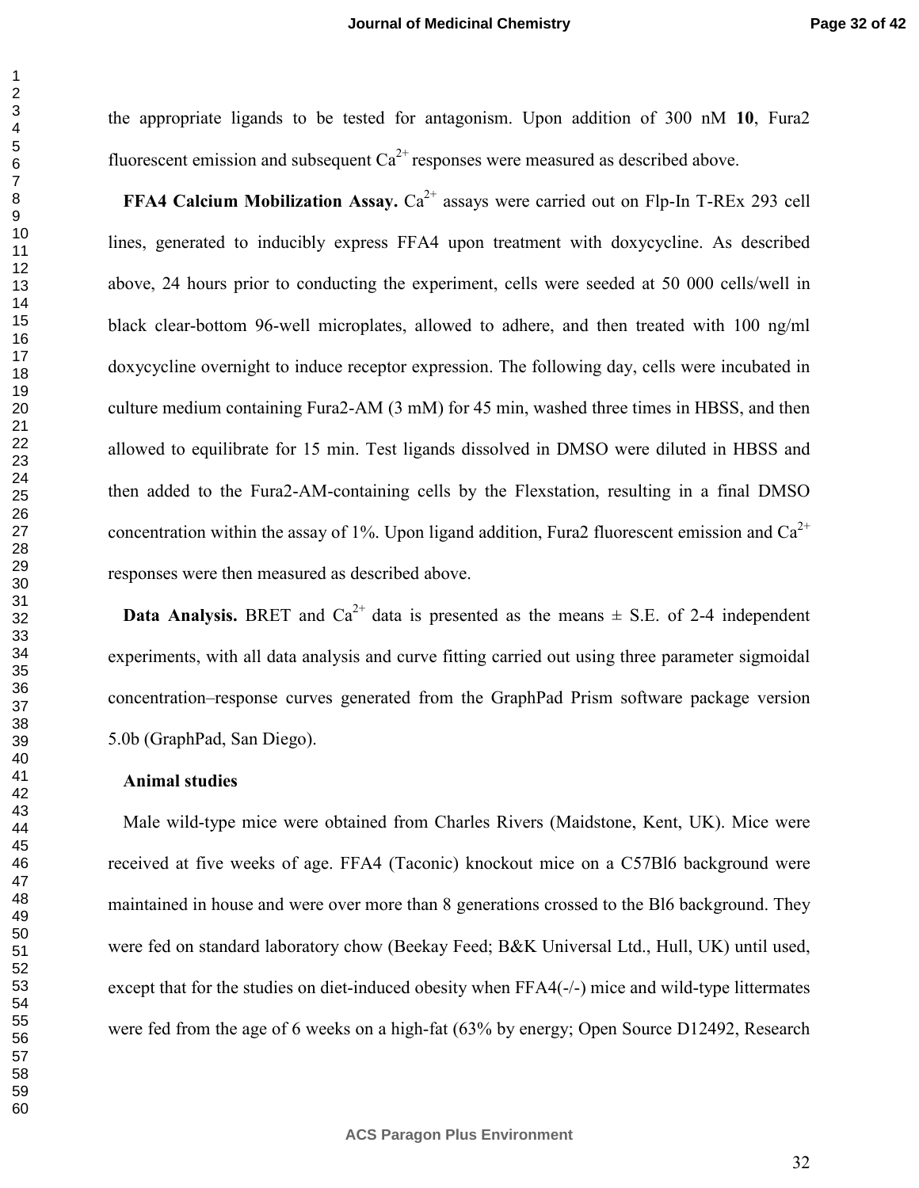the appropriate ligands to be tested for antagonism. Upon addition of 300 nM **10**, Fura2 fluorescent emission and subsequent $Ca^{2+}$ responses were measured as described above.

**FFA4 Calcium Mobilization Assay.** $Ca^{2+}$ assays were carried out on Flp-In T-REx 293 cell lines, generated to inducibly express FFA4 upon treatment with doxycycline. As described above, 24 hours prior to conducting the experiment, cells were seeded at 50 000 cells/well in black clear-bottom 96-well microplates, allowed to adhere, and then treated with 100 ng/ml doxycycline overnight to induce receptor expression. The following day, cells were incubated in culture medium containing Fura2-AM (3 mM) for 45 min, washed three times in HBSS, and then allowed to equilibrate for 15 min. Test ligands dissolved in DMSO were diluted in HBSS and then added to the Fura2-AM-containing cells by the Flexstation, resulting in a final DMSO concentration within the assay of 1%. Upon ligand addition, Fura2 fluorescent emission and $Ca^{2+}$ responses were then measured as described above.

**Data Analysis.** BRET and $Ca^{2+}$ data is presented as the means ± S.E. of 2-4 independent experiments, with all data analysis and curve fitting carried out using three parameter sigmoidal concentration–response curves generated from the GraphPad Prism software package version 5.0b (GraphPad, San Diego).

**Animal studies**

Male wild-type mice were obtained from Charles Rivers (Maidstone, Kent, UK). Mice were received at five weeks of age. FFA4 (Taconic) knockout mice on a C57Bl6 background were maintained in house and were over more than 8 generations crossed to the Bl6 background. They were fed on standard laboratory chow (Beekay Feed; B&K Universal Ltd., Hull, UK) until used, except that for the studies on diet-induced obesity when FFA4(-/-) mice and wild-type littermates were fed from the age of 6 weeks on a high-fat (63% by energy; Open Source D12492, Research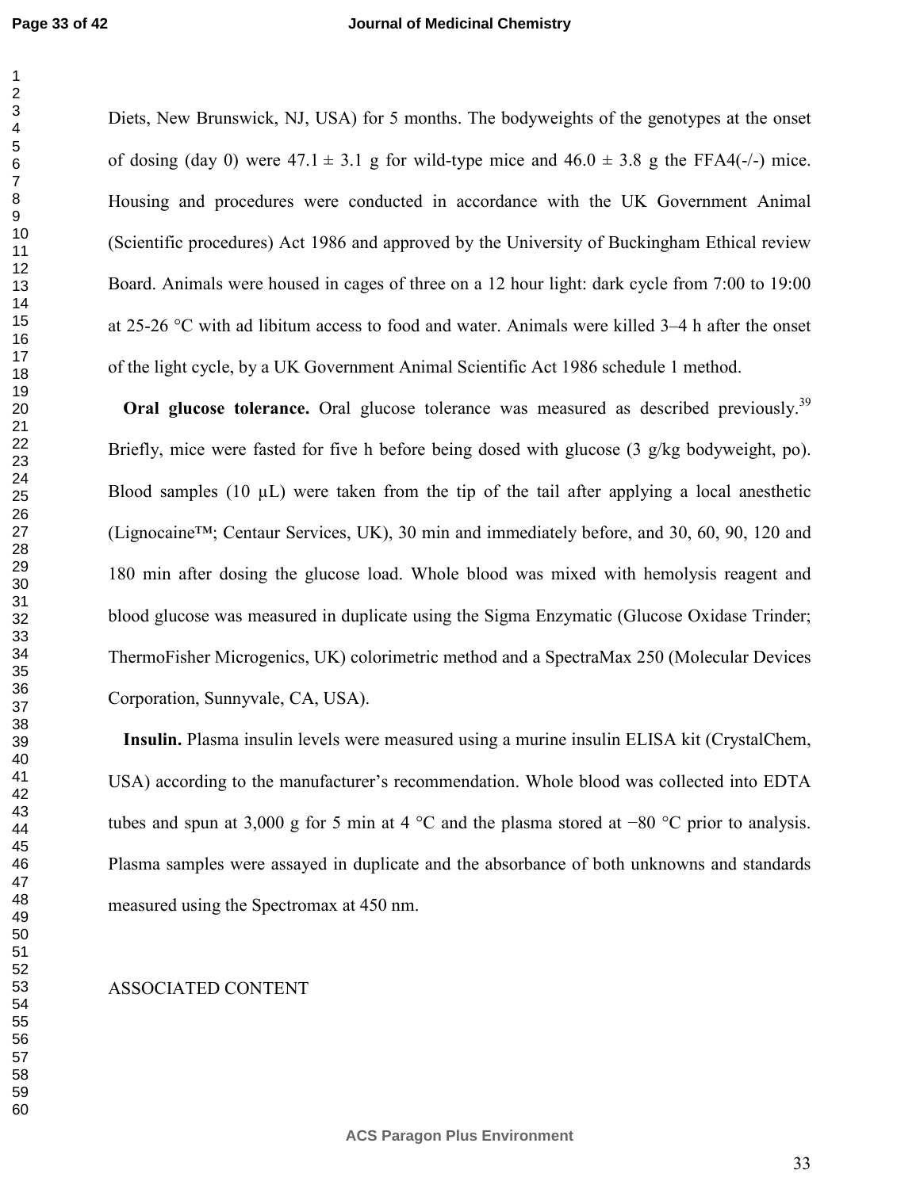Diets, New Brunswick, NJ, USA) for 5 months. The bodyweights of the genotypes at the onset of dosing (day 0) were 47.1 ± 3.1 g for wild-type mice and 46.0 ± 3.8 g the FFA4(-/-) mice. Housing and procedures were conducted in accordance with the UK Government Animal (Scientific procedures) Act 1986 and approved by the University of Buckingham Ethical review Board. Animals were housed in cages of three on a 12 hour light: dark cycle from 7:00 to 19:00 at 25-26 °C with ad libitum access to food and water. Animals were killed 3–4 h after the onset of the light cycle, by a UK Government Animal Scientific Act 1986 schedule 1 method.

**Oral glucose tolerance.** Oral glucose tolerance was measured as described previously.[39] Briefly, mice were fasted for five h before being dosed with glucose (3 g/kg bodyweight, po). Blood samples (10 µL) were taken from the tip of the tail after applying a local anesthetic (Lignocaine™; Centaur Services, UK), 30 min and immediately before, and 30, 60, 90, 120 and 180 min after dosing the glucose load. Whole blood was mixed with hemolysis reagent and blood glucose was measured in duplicate using the Sigma Enzymatic (Glucose Oxidase Trinder; ThermoFisher Microgenics, UK) colorimetric method and a SpectraMax 250 (Molecular Devices Corporation, Sunnyvale, CA, USA).

**Insulin.** Plasma insulin levels were measured using a murine insulin ELISA kit (CrystalChem, USA) according to the manufacturer's recommendation. Whole blood was collected into EDTA tubes and spun at 3,000 g for 5 min at 4 °C and the plasma stored at −80 °C prior to analysis. Plasma samples were assayed in duplicate and the absorbance of both unknowns and standards measured using the Spectromax at 450 nm.

ASSOCIATED CONTENT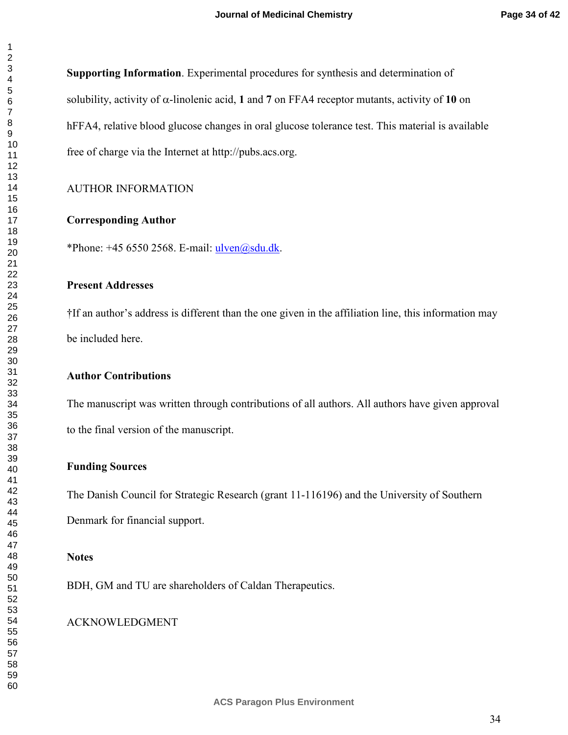**Supporting Information**. Experimental procedures for synthesis and determination of solubility, activity of α-linolenic acid, **1** and **7** on FFA4 receptor mutants, activity of **10** on hFFA4, relative blood glucose changes in oral glucose tolerance test. This material is available free of charge via the Internet at http://pubs.acs.org.

AUTHOR INFORMATION

**Corresponding Author**

*Phone: +45 6550 2568. E-mail: ulven@sdu.dk.

**Present Addresses**

†If an author's address is different than the one given in the affiliation line, this information may be included here.

**Author Contributions**

The manuscript was written through contributions of all authors. All authors have given approval to the final version of the manuscript.

**Funding Sources**

The Danish Council for Strategic Research (grant 11-116196) and the University of Southern Denmark for financial support.

**Notes**

BDH, GM and TU are shareholders of Caldan Therapeutics.

ACKNOWLEDGMENT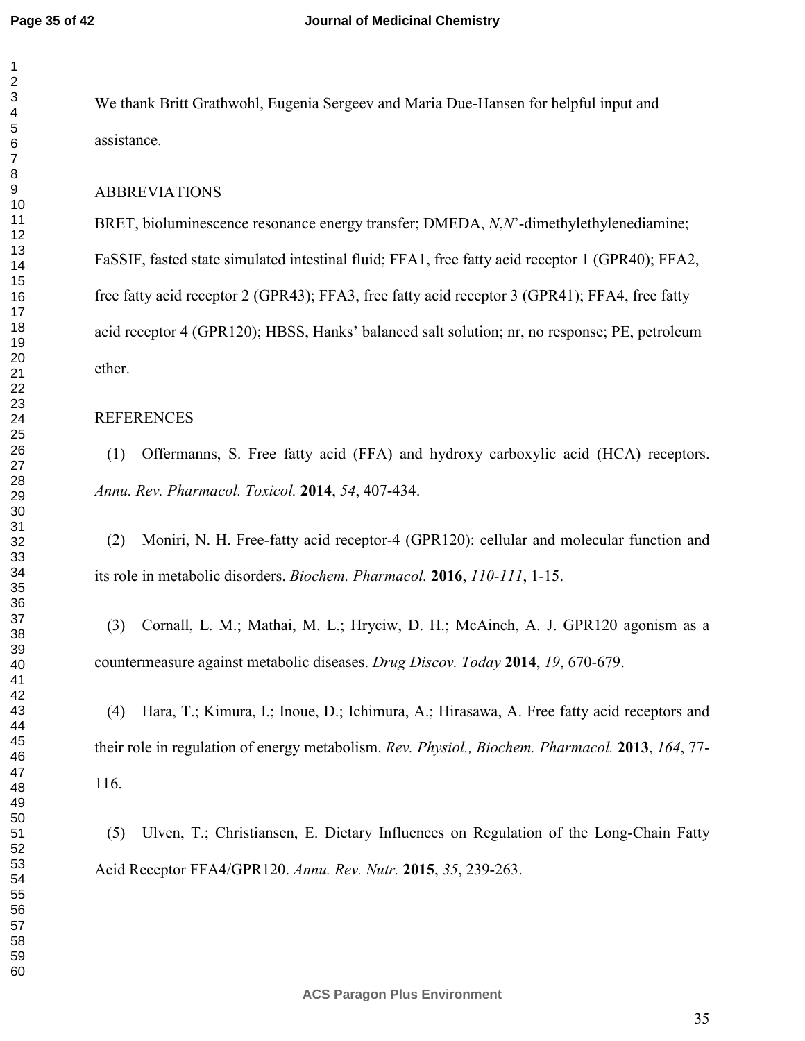We thank Britt Grathwohl, Eugenia Sergeev and Maria Due-Hansen for helpful input and assistance.

## ABBREVIATIONS

BRET, bioluminescence resonance energy transfer; DMEDA, *N*,*N*'-dimethylethylenediamine; FaSSIF, fasted state simulated intestinal fluid; FFA1, free fatty acid receptor 1 (GPR40); FFA2, free fatty acid receptor 2 (GPR43); FFA3, free fatty acid receptor 3 (GPR41); FFA4, free fatty acid receptor 4 (GPR120); HBSS, Hanks' balanced salt solution; nr, no response; PE, petroleum ether.

## REFERENCES

(1) Offermanns, S. Free fatty acid (FFA) and hydroxy carboxylic acid (HCA) receptors. *Annu. Rev. Pharmacol. Toxicol.* **2014**, *54*, 407-434.

(2) Moniri, N. H. Free-fatty acid receptor-4 (GPR120): cellular and molecular function and its role in metabolic disorders. *Biochem. Pharmacol.* **2016**, *110-111*, 1-15.

(3) Cornall, L. M.; Mathai, M. L.; Hryciw, D. H.; McAinch, A. J. GPR120 agonism as a countermeasure against metabolic diseases. *Drug Discov. Today* **2014**, *19*, 670-679.

(4) Hara, T.; Kimura, I.; Inoue, D.; Ichimura, A.; Hirasawa, A. Free fatty acid receptors and their role in regulation of energy metabolism. *Rev. Physiol., Biochem. Pharmacol.* **2013**, *164*, 77-116.

(5) Ulven, T.; Christiansen, E. Dietary Influences on Regulation of the Long-Chain Fatty Acid Receptor FFA4/GPR120. *Annu. Rev. Nutr.* **2015**, *35*, 239-263.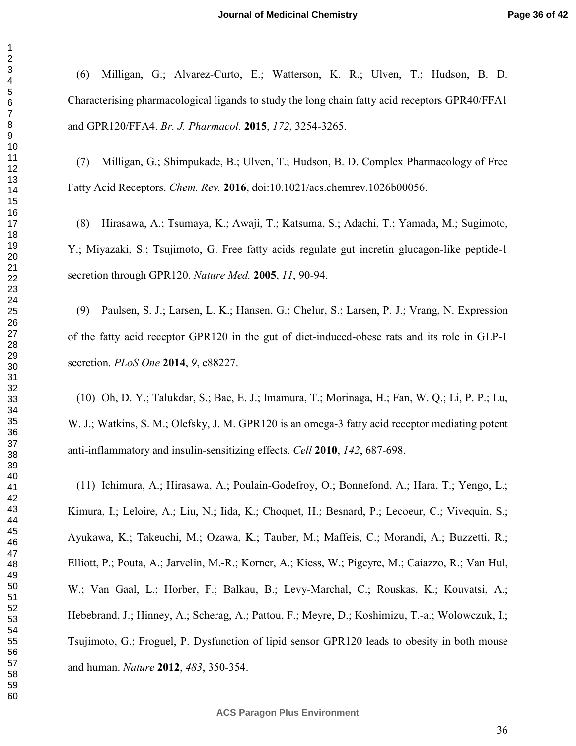(6) Milligan, G.; Alvarez-Curto, E.; Watterson, K. R.; Ulven, T.; Hudson, B. D. Characterising pharmacological ligands to study the long chain fatty acid receptors GPR40/FFA1 and GPR120/FFA4. *Br. J. Pharmacol.* **2015**, *172*, 3254-3265.

(7) Milligan, G.; Shimpukade, B.; Ulven, T.; Hudson, B. D. Complex Pharmacology of Free Fatty Acid Receptors. *Chem. Rev.* **2016**, doi:10.1021/acs.chemrev.1026b00056.

(8) Hirasawa, A.; Tsumaya, K.; Awaji, T.; Katsuma, S.; Adachi, T.; Yamada, M.; Sugimoto, Y.; Miyazaki, S.; Tsujimoto, G. Free fatty acids regulate gut incretin glucagon-like peptide-1 secretion through GPR120. *Nature Med.* **2005**, *11*, 90-94.

(9) Paulsen, S. J.; Larsen, L. K.; Hansen, G.; Chelur, S.; Larsen, P. J.; Vrang, N. Expression of the fatty acid receptor GPR120 in the gut of diet-induced-obese rats and its role in GLP-1 secretion. *PLoS One* **2014**, *9*, e88227.

(10) Oh, D. Y.; Talukdar, S.; Bae, E. J.; Imamura, T.; Morinaga, H.; Fan, W. Q.; Li, P. P.; Lu, W. J.; Watkins, S. M.; Olefsky, J. M. GPR120 is an omega-3 fatty acid receptor mediating potent anti-inflammatory and insulin-sensitizing effects. *Cell* **2010**, *142*, 687-698.

(11) Ichimura, A.; Hirasawa, A.; Poulain-Godefroy, O.; Bonnefond, A.; Hara, T.; Yengo, L.; Kimura, I.; Leloire, A.; Liu, N.; Iida, K.; Choquet, H.; Besnard, P.; Lecoeur, C.; Vivequin, S.; Ayukawa, K.; Takeuchi, M.; Ozawa, K.; Tauber, M.; Maffeis, C.; Morandi, A.; Buzzetti, R.; Elliott, P.; Pouta, A.; Jarvelin, M.-R.; Korner, A.; Kiess, W.; Pigeyre, M.; Caiazzo, R.; Van Hul, W.; Van Gaal, L.; Horber, F.; Balkau, B.; Levy-Marchal, C.; Rouskas, K.; Kouvatsi, A.; Hebebrand, J.; Hinney, A.; Scherag, A.; Pattou, F.; Meyre, D.; Koshimizu, T.-a.; Wolowczuk, I.; Tsujimoto, G.; Froguel, P. Dysfunction of lipid sensor GPR120 leads to obesity in both mouse and human. *Nature* **2012**, *483*, 350-354.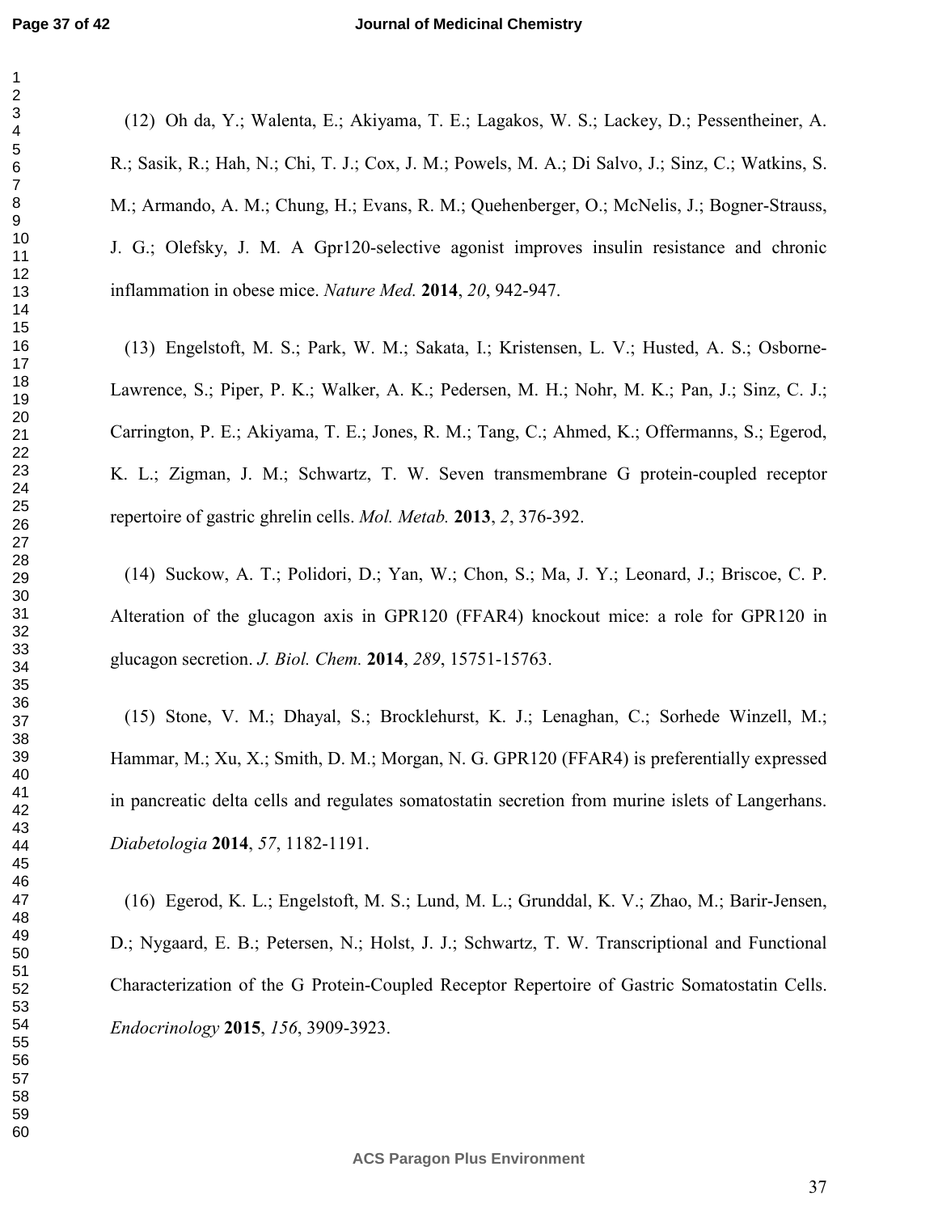(12) Oh da, Y.; Walenta, E.; Akiyama, T. E.; Lagakos, W. S.; Lackey, D.; Pessentheiner, A. R.; Sasik, R.; Hah, N.; Chi, T. J.; Cox, J. M.; Powels, M. A.; Di Salvo, J.; Sinz, C.; Watkins, S. M.; Armando, A. M.; Chung, H.; Evans, R. M.; Quehenberger, O.; McNelis, J.; Bogner-Strauss, J. G.; Olefsky, J. M. A Gpr120-selective agonist improves insulin resistance and chronic inflammation in obese mice. *Nature Med.* **2014**, *20*, 942-947.

(13) Engelstoft, M. S.; Park, W. M.; Sakata, I.; Kristensen, L. V.; Husted, A. S.; Osborne-Lawrence, S.; Piper, P. K.; Walker, A. K.; Pedersen, M. H.; Nohr, M. K.; Pan, J.; Sinz, C. J.; Carrington, P. E.; Akiyama, T. E.; Jones, R. M.; Tang, C.; Ahmed, K.; Offermanns, S.; Egerod, K. L.; Zigman, J. M.; Schwartz, T. W. Seven transmembrane G protein-coupled receptor repertoire of gastric ghrelin cells. *Mol. Metab.* **2013**, *2*, 376-392.

(14) Suckow, A. T.; Polidori, D.; Yan, W.; Chon, S.; Ma, J. Y.; Leonard, J.; Briscoe, C. P. Alteration of the glucagon axis in GPR120 (FFAR4) knockout mice: a role for GPR120 in glucagon secretion. *J. Biol. Chem.* **2014**, *289*, 15751-15763.

(15) Stone, V. M.; Dhayal, S.; Brocklehurst, K. J.; Lenaghan, C.; Sorhede Winzell, M.; Hammar, M.; Xu, X.; Smith, D. M.; Morgan, N. G. GPR120 (FFAR4) is preferentially expressed in pancreatic delta cells and regulates somatostatin secretion from murine islets of Langerhans. *Diabetologia* **2014**, *57*, 1182-1191.

(16) Egerod, K. L.; Engelstoft, M. S.; Lund, M. L.; Grunddal, K. V.; Zhao, M.; Barir-Jensen, D.; Nygaard, E. B.; Petersen, N.; Holst, J. J.; Schwartz, T. W. Transcriptional and Functional Characterization of the G Protein-Coupled Receptor Repertoire of Gastric Somatostatin Cells. *Endocrinology* **2015**, *156*, 3909-3923.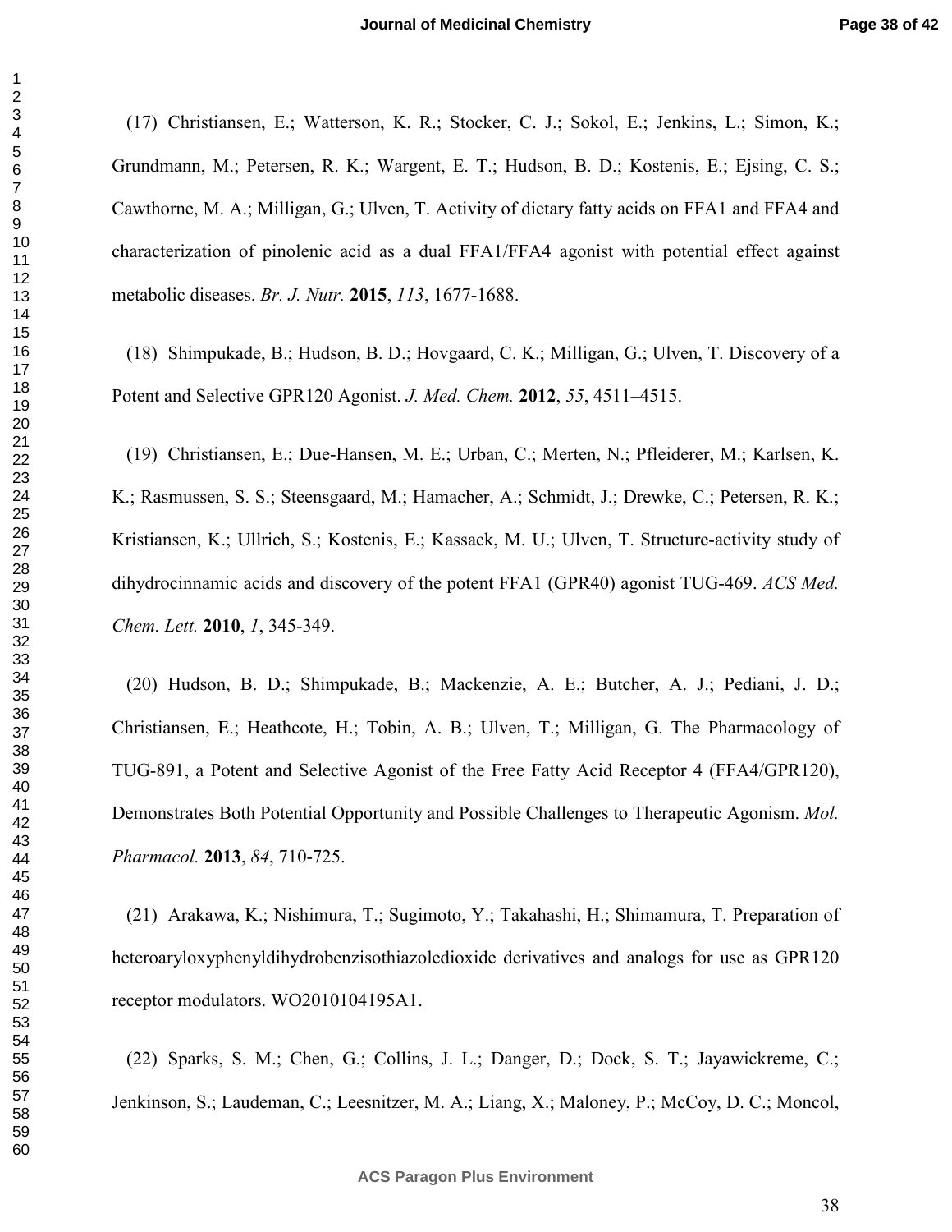(17) Christiansen, E.; Watterson, K. R.; Stocker, C. J.; Sokol, E.; Jenkins, L.; Simon, K.; Grundmann, M.; Petersen, R. K.; Wargent, E. T.; Hudson, B. D.; Kostenis, E.; Ejsing, C. S.; Cawthorne, M. A.; Milligan, G.; Ulven, T. Activity of dietary fatty acids on FFA1 and FFA4 and characterization of pinolenic acid as a dual FFA1/FFA4 agonist with potential effect against metabolic diseases. *Br. J. Nutr.* **2015**, *113*, 1677-1688.

(18) Shimpukade, B.; Hudson, B. D.; Hovgaard, C. K.; Milligan, G.; Ulven, T. Discovery of a Potent and Selective GPR120 Agonist. *J. Med. Chem.* **2012**, *55*, 4511–4515.

(19) Christiansen, E.; Due-Hansen, M. E.; Urban, C.; Merten, N.; Pfleiderer, M.; Karlsen, K. K.; Rasmussen, S. S.; Steensgaard, M.; Hamacher, A.; Schmidt, J.; Drewke, C.; Petersen, R. K.; Kristiansen, K.; Ullrich, S.; Kostenis, E.; Kassack, M. U.; Ulven, T. Structure-activity study of dihydrocinnamic acids and discovery of the potent FFA1 (GPR40) agonist TUG-469. *ACS Med. Chem. Lett.* **2010**, *1*, 345-349.

(20) Hudson, B. D.; Shimpukade, B.; Mackenzie, A. E.; Butcher, A. J.; Pediani, J. D.; Christiansen, E.; Heathcote, H.; Tobin, A. B.; Ulven, T.; Milligan, G. The Pharmacology of TUG-891, a Potent and Selective Agonist of the Free Fatty Acid Receptor 4 (FFA4/GPR120), Demonstrates Both Potential Opportunity and Possible Challenges to Therapeutic Agonism. *Mol. Pharmacol.* **2013**, *84*, 710-725.

(21) Arakawa, K.; Nishimura, T.; Sugimoto, Y.; Takahashi, H.; Shimamura, T. Preparation of heteroaryloxyphenyldihydrobenzisothiazoledioxide derivatives and analogs for use as GPR120 receptor modulators. WO2010104195A1.

(22) Sparks, S. M.; Chen, G.; Collins, J. L.; Danger, D.; Dock, S. T.; Jayawickreme, C.; Jenkinson, S.; Laudeman, C.; Leesnitzer, M. A.; Liang, X.; Maloney, P.; McCoy, D. C.; Moncol,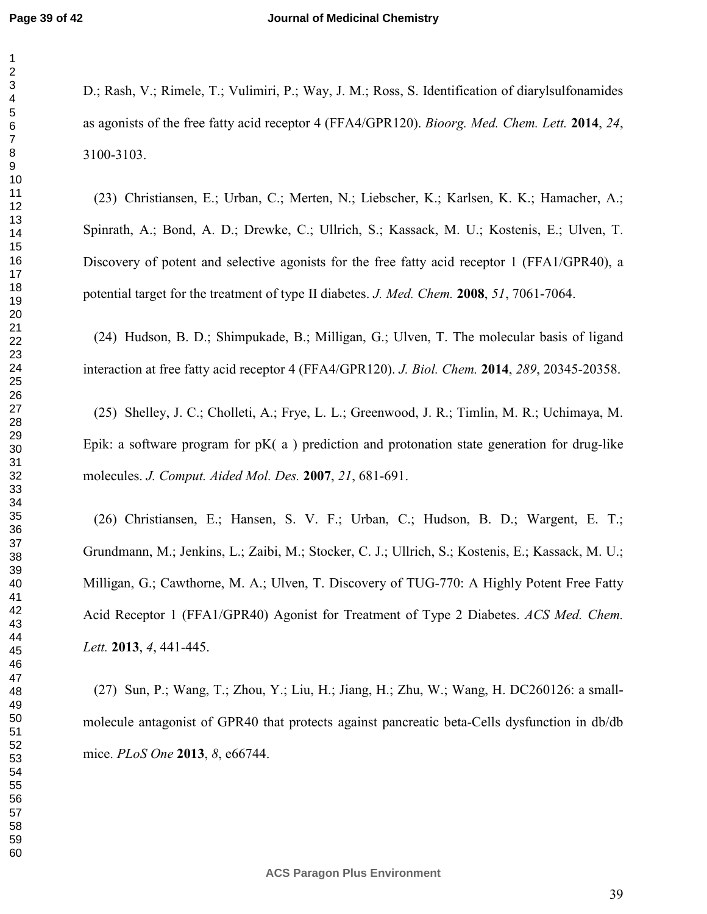D.; Rash, V.; Rimele, T.; Vulimiri, P.; Way, J. M.; Ross, S. Identification of diarylsulfonamides as agonists of the free fatty acid receptor 4 (FFA4/GPR120). *Bioorg. Med. Chem. Lett.* **2014**, *24*, 3100-3103.

(23) Christiansen, E.; Urban, C.; Merten, N.; Liebscher, K.; Karlsen, K. K.; Hamacher, A.; Spinrath, A.; Bond, A. D.; Drewke, C.; Ullrich, S.; Kassack, M. U.; Kostenis, E.; Ulven, T. Discovery of potent and selective agonists for the free fatty acid receptor 1 (FFA1/GPR40), a potential target for the treatment of type II diabetes. *J. Med. Chem.* **2008**, *51*, 7061-7064.

(24) Hudson, B. D.; Shimpukade, B.; Milligan, G.; Ulven, T. The molecular basis of ligand interaction at free fatty acid receptor 4 (FFA4/GPR120). *J. Biol. Chem.* **2014**, *289*, 20345-20358.

(25) Shelley, J. C.; Cholleti, A.; Frye, L. L.; Greenwood, J. R.; Timlin, M. R.; Uchimaya, M. Epik: a software program for pK( a ) prediction and protonation state generation for drug-like molecules. *J. Comput. Aided Mol. Des.* **2007**, *21*, 681-691.

(26) Christiansen, E.; Hansen, S. V. F.; Urban, C.; Hudson, B. D.; Wargent, E. T.; Grundmann, M.; Jenkins, L.; Zaibi, M.; Stocker, C. J.; Ullrich, S.; Kostenis, E.; Kassack, M. U.; Milligan, G.; Cawthorne, M. A.; Ulven, T. Discovery of TUG-770: A Highly Potent Free Fatty Acid Receptor 1 (FFA1/GPR40) Agonist for Treatment of Type 2 Diabetes. *ACS Med. Chem. Lett.* **2013**, *4*, 441-445.

(27) Sun, P.; Wang, T.; Zhou, Y.; Liu, H.; Jiang, H.; Zhu, W.; Wang, H. DC260126: a small-molecule antagonist of GPR40 that protects against pancreatic beta-Cells dysfunction in db/db mice. *PLoS One* **2013**, *8*, e66744.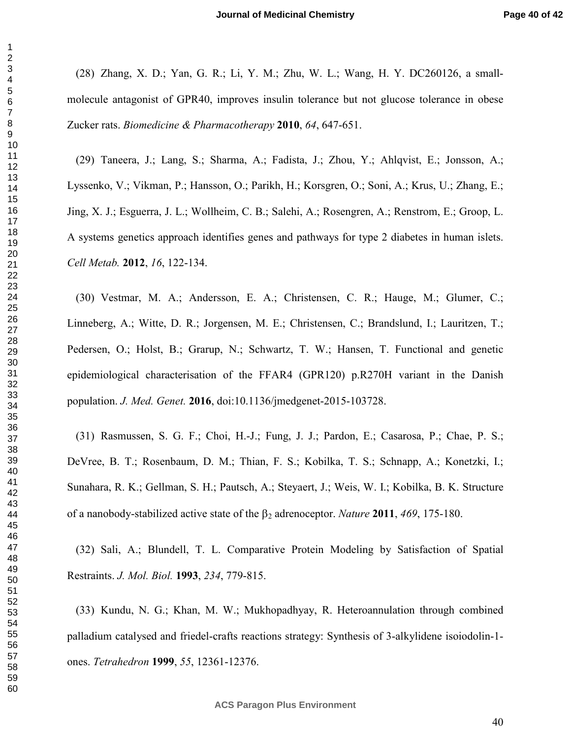(28) Zhang, X. D.; Yan, G. R.; Li, Y. M.; Zhu, W. L.; Wang, H. Y. DC260126, a small-molecule antagonist of GPR40, improves insulin tolerance but not glucose tolerance in obese Zucker rats. *Biomedicine & Pharmacotherapy* **2010**, *64*, 647-651.

(29) Taneera, J.; Lang, S.; Sharma, A.; Fadista, J.; Zhou, Y.; Ahlqvist, E.; Jonsson, A.; Lyssenko, V.; Vikman, P.; Hansson, O.; Parikh, H.; Korsgren, O.; Soni, A.; Krus, U.; Zhang, E.; Jing, X. J.; Esguerra, J. L.; Wollheim, C. B.; Salehi, A.; Rosengren, A.; Renstrom, E.; Groop, L. A systems genetics approach identifies genes and pathways for type 2 diabetes in human islets. *Cell Metab.* **2012**, *16*, 122-134.

(30) Vestmar, M. A.; Andersson, E. A.; Christensen, C. R.; Hauge, M.; Glumer, C.; Linneberg, A.; Witte, D. R.; Jorgensen, M. E.; Christensen, C.; Brandslund, I.; Lauritzen, T.; Pedersen, O.; Holst, B.; Grarup, N.; Schwartz, T. W.; Hansen, T. Functional and genetic epidemiological characterisation of the FFAR4 (GPR120) p.R270H variant in the Danish population. *J. Med. Genet.* **2016**, doi:10.1136/jmedgenet-2015-103728.

(31) Rasmussen, S. G. F.; Choi, H.-J.; Fung, J. J.; Pardon, E.; Casarosa, P.; Chae, P. S.; DeVree, B. T.; Rosenbaum, D. M.; Thian, F. S.; Kobilka, T. S.; Schnapp, A.; Konetzki, I.; Sunahara, R. K.; Gellman, S. H.; Pautsch, A.; Steyaert, J.; Weis, W. I.; Kobilka, B. K. Structure of a nanobody-stabilized active state of the $\beta_2$ adrenoceptor. *Nature* **2011**, *469*, 175-180.

(32) Sali, A.; Blundell, T. L. Comparative Protein Modeling by Satisfaction of Spatial Restraints. *J. Mol. Biol.* **1993**, *234*, 779-815.

(33) Kundu, N. G.; Khan, M. W.; Mukhopadhyay, R. Heteroannulation through combined palladium catalysed and friedel-crafts reactions strategy: Synthesis of 3-alkylidene isoiodolin-1-ones. *Tetrahedron* **1999**, *55*, 12361-12376.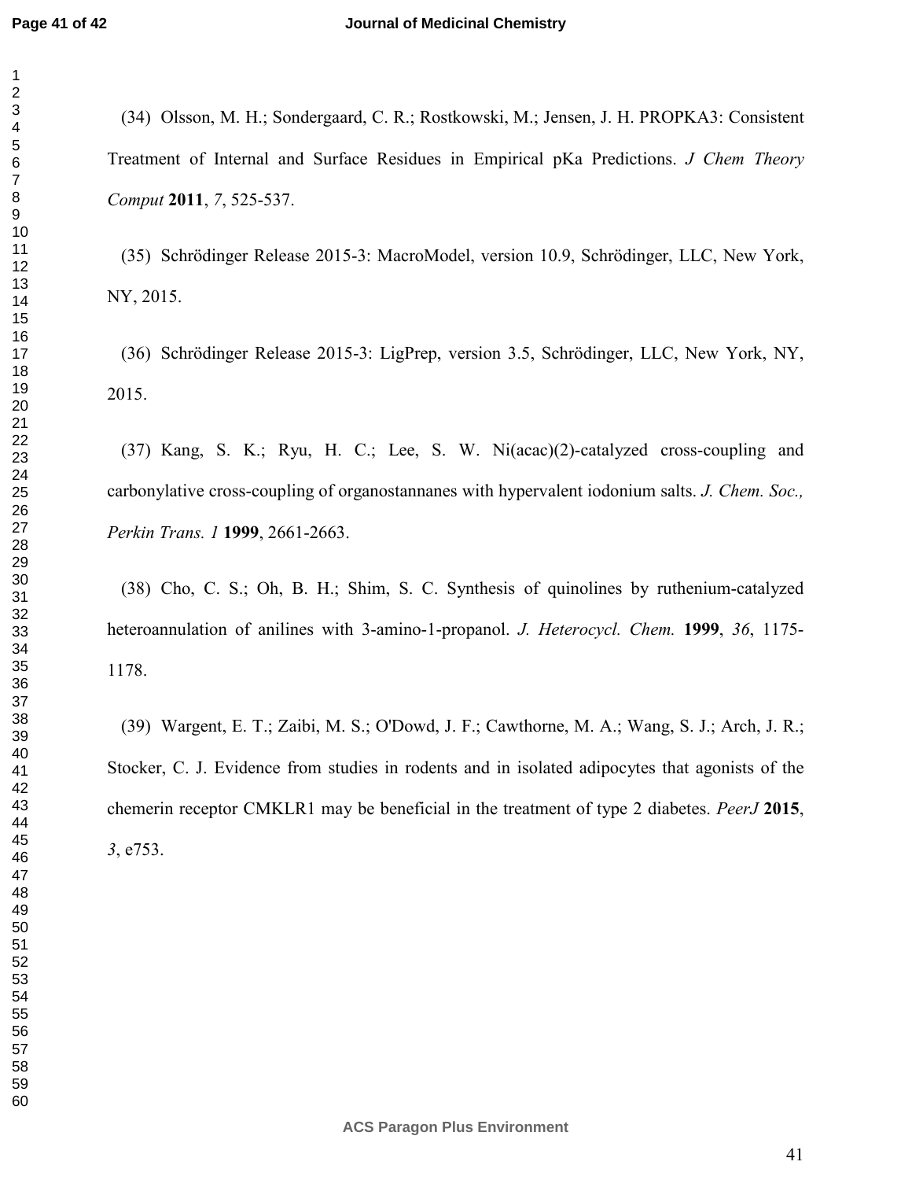(34) Olsson, M. H.; Sondergaard, C. R.; Rostkowski, M.; Jensen, J. H. PROPKA3: Consistent Treatment of Internal and Surface Residues in Empirical pKa Predictions. *J Chem Theory Comput* **2011**, *7*, 525-537.

(35) Schrödinger Release 2015-3: MacroModel, version 10.9, Schrödinger, LLC, New York, NY, 2015.

(36) Schrödinger Release 2015-3: LigPrep, version 3.5, Schrödinger, LLC, New York, NY, 2015.

(37) Kang, S. K.; Ryu, H. C.; Lee, S. W. Ni(acac)(2)-catalyzed cross-coupling and carbonylative cross-coupling of organostannanes with hypervalent iodonium salts. *J. Chem. Soc., Perkin Trans. 1* **1999**, 2661-2663.

(38) Cho, C. S.; Oh, B. H.; Shim, S. C. Synthesis of quinolines by ruthenium-catalyzed heteroannulation of anilines with 3-amino-1-propanol. *J. Heterocycl. Chem.* **1999**, *36*, 1175-1178.

(39) Wargent, E. T.; Zaibi, M. S.; O'Dowd, J. F.; Cawthorne, M. A.; Wang, S. J.; Arch, J. R.; Stocker, C. J. Evidence from studies in rodents and in isolated adipocytes that agonists of the chemerin receptor CMKLR1 may be beneficial in the treatment of type 2 diabetes. *PeerJ* **2015**, *3*, e753.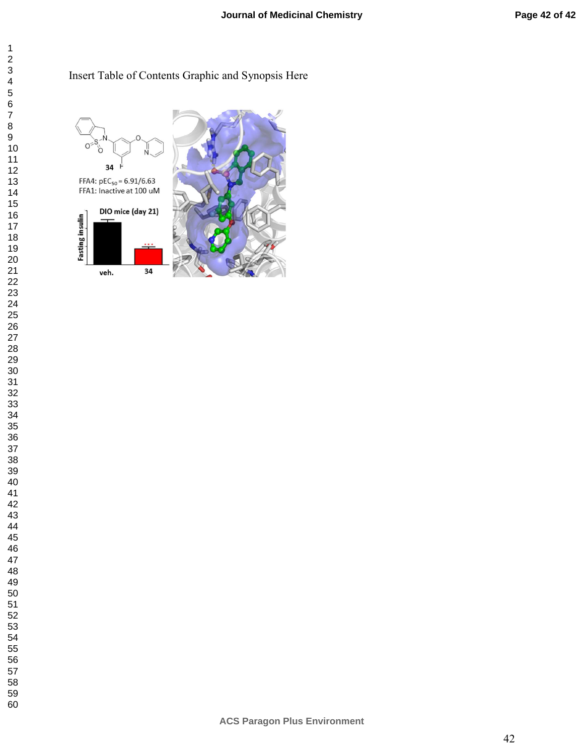Insert Table of Contents Graphic and Synopsis Here

34

FFA4: $pEC_{50}$ = 6.91/6.63

FFA1: Inactive at 100 uM

DIO mice (day 21)

Fasting insulin

veh.

34

***